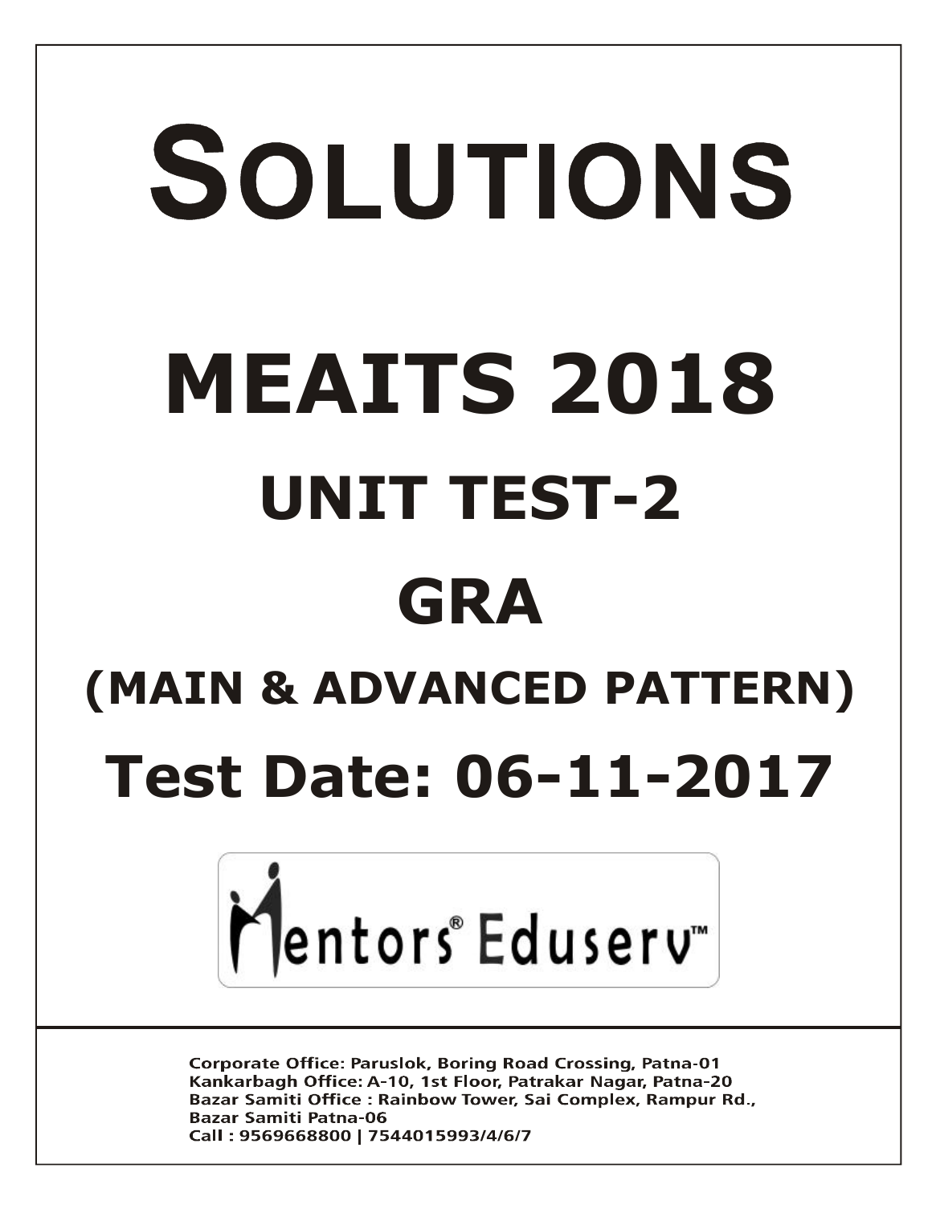# SOLUTIONS

# MEAITS 2018

## UNIT TEST-2

## GRA

## (MAIN & ADVANCED PATTERN)

## Test Date: 06-11-2017

Mentors® Eduserv™

Corporate Office: Paruslok, Boring Road Crossing, Patna-01
Kankarbagh Office: A-10, 1st Floor, Patrakar Nagar, Patna-20
Bazar Samiti Office : Rainbow Tower, Sai Complex, Rampur Rd., Bazar Samiti Patna-06
Call : 9569668800 | 7544015993/4/6/7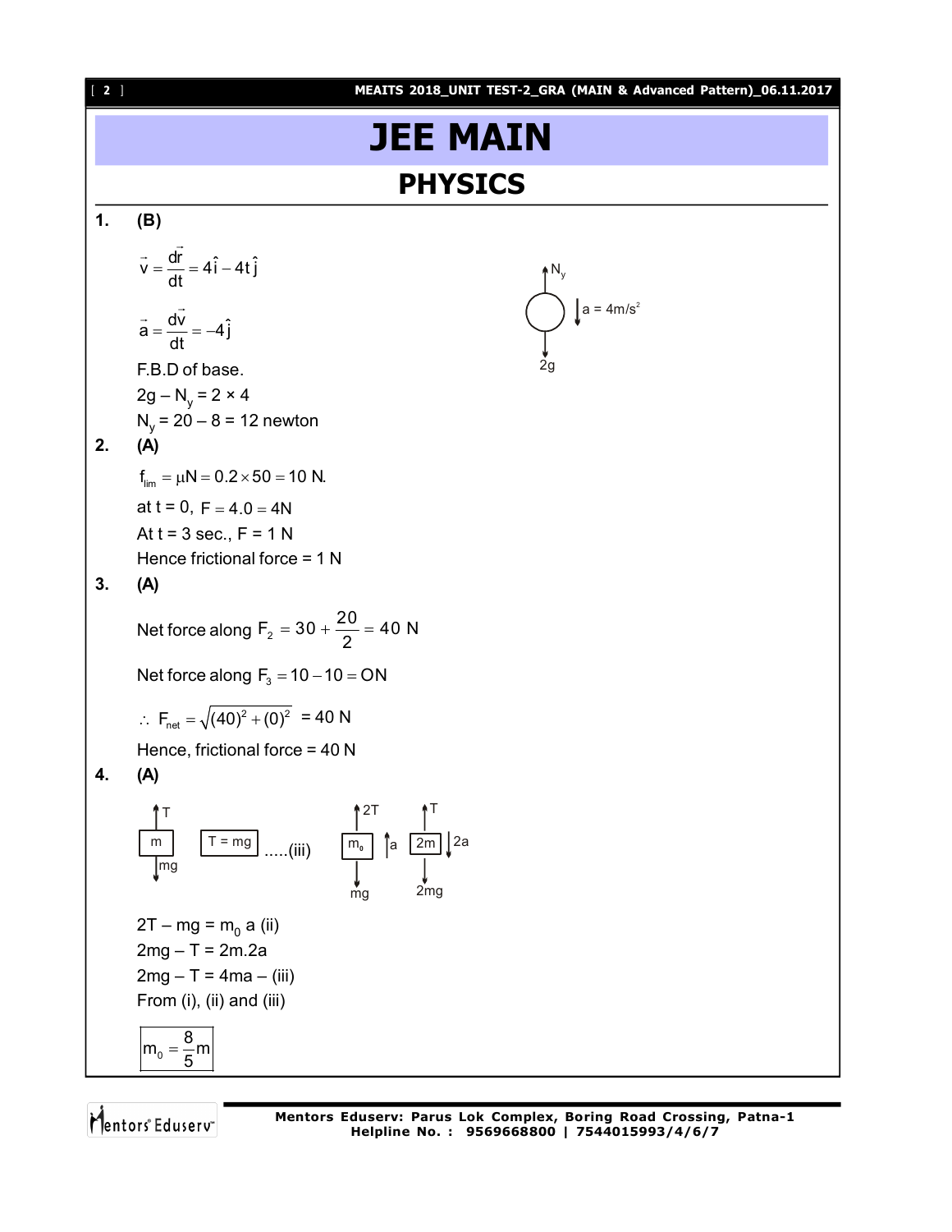# JEE MAIN

## PHYSICS

**1.** **(B)**

$\vec{v} = \frac{d\vec{r}}{dt} = 4\hat{i} - 4t\hat{j}$

$\vec{a} = \frac{d\vec{v}}{dt} = -4\hat{j}$

F.B.D of base.

$N_y$

$a = 4m/s^2$

$2g$

$2g - N_y = 2 \times 4$

$N_y = 20 - 8 = 12$ newton

**2.** **(A)**

$f_{lim} = \mu N = 0.2 \times 50 = 10$ N.

at t = 0, $F = 4.0 = 4N$

At t = 3 sec., F = 1 N

Hence frictional force = 1 N

**3.** **(A)**

Net force along $F_2 = 30 + \frac{20}{2} = 40$ N

Net force along $F_3 = 10 - 10 = 0N$

$\therefore F_{net} = \sqrt{(40)^2 + (0)^2} = 40$ N

Hence, frictional force = 40 N

**4.** **(A)**

T, m, mg　　T = mg .....(iii)　　2T, $m_0$, a, mg　　T, 2m, 2a, 2mg

$2T - mg = m_0 a$ (ii)

$2mg - T = 2m.2a$

$2mg - T = 4ma$ – (iii)

From (i), (ii) and (iii)

$$m_0 = \frac{8}{5}m$$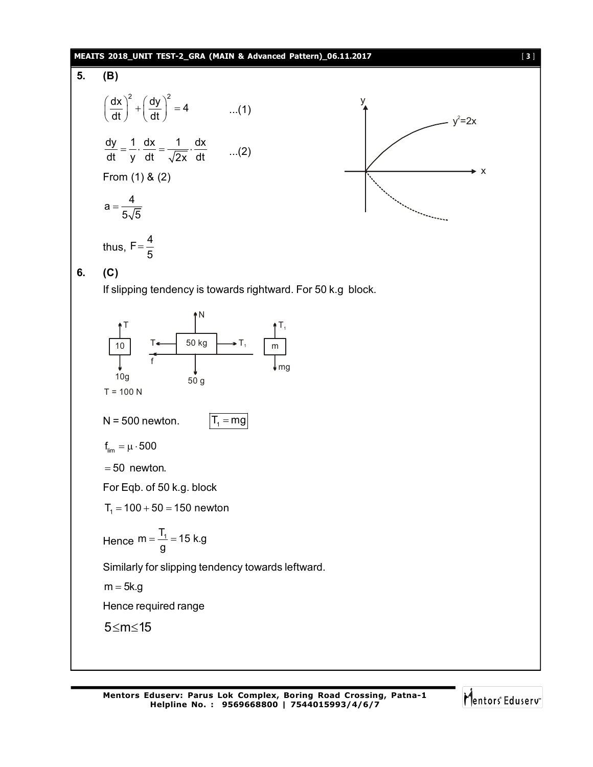**5. (B)**

$$\left(\frac{dx}{dt}\right)^2 + \left(\frac{dy}{dt}\right)^2 = 4 \qquad ...(1)$$

$$\frac{dy}{dt} = \frac{1}{y} \cdot \frac{dx}{dt} = \frac{1}{\sqrt{2x}} \cdot \frac{dx}{dt} \qquad ...(2)$$

From (1) & (2)

$$a = \frac{4}{5\sqrt{5}}$$

thus, $F = \frac{4}{5}$

**6. (C)**

If slipping tendency is towards rightward. For 50 k.g block.

$T = 100$ N

N = 500 newton. $\boxed{T_1 = mg}$

$f_{lim} = \mu \cdot 500$

$= 50$ newton.

For Eqb. of 50 k.g. block

$T_1 = 100 + 50 = 150$ newton

Hence $m = \frac{T_1}{g} = 15$ k.g

Similarly for slipping tendency towards leftward.

$m = 5$k.g

Hence required range

$5 \le m \le 15$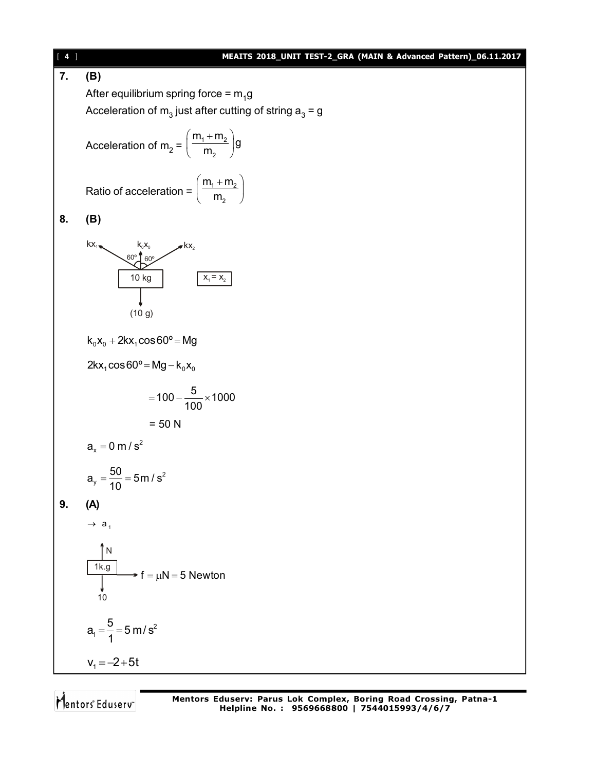**7. (B)**

After equilibrium spring force = $m_1g$

Acceleration of $m_3$ just after cutting of string $a_3 = g$

$$\text{Acceleration of } m_2 = \left(\frac{m_1 + m_2}{m_2}\right)g$$

$$\text{Ratio of acceleration} = \left(\frac{m_1 + m_2}{m_2}\right)$$

**8. (B)**

$kx_1$, $k_0x_0$, $kx_2$, 60°, 60°, 10 kg, (10 g)

$x_1 = x_2$

$$k_0x_0 + 2kx_1\cos 60^\circ = Mg$$

$$2kx_1\cos 60^\circ = Mg - k_0x_0$$

$$= 100 - \frac{5}{100}\times 1000$$

$$= 50 \text{ N}$$

$$a_x = 0 \text{ m/s}^2$$

$$a_y = \frac{50}{10} = 5\text{m/s}^2$$

**9. (A)**

$\rightarrow a_1$

N, 1k.g, 10, $f = \mu N = 5$ Newton

$$a_1 = \frac{5}{1} = 5\text{ m/s}^2$$

$$v_1 = -2 + 5t$$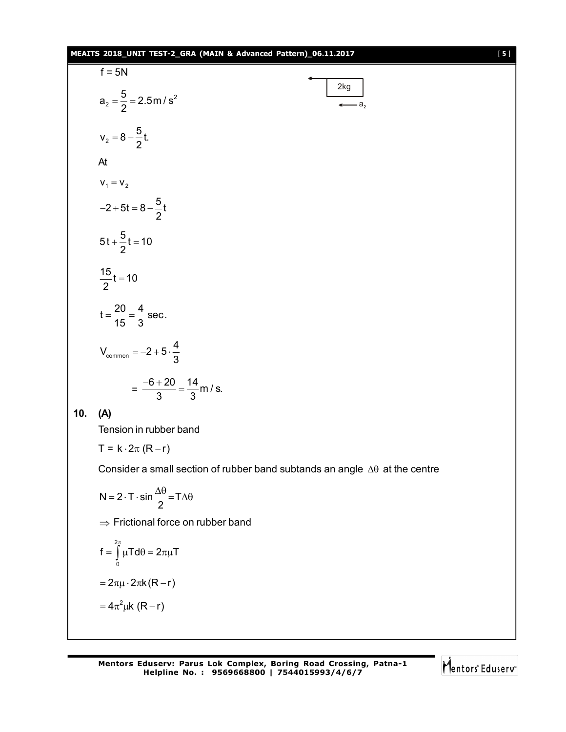f = 5N

2kg

$$a_2 = \frac{5}{2} = 2.5\,m/s^2$$

$$v_2 = 8 - \frac{5}{2}t.$$

At

$$v_1 = v_2$$

$$-2 + 5t = 8 - \frac{5}{2}t$$

$$5t + \frac{5}{2}t = 10$$

$$\frac{15}{2}t = 10$$

$$t = \frac{20}{15} = \frac{4}{3}\text{ sec.}$$

$$V_{common} = -2 + 5\cdot\frac{4}{3}$$

$$= \frac{-6+20}{3} = \frac{14}{3}\,m/s.$$

**10. (A)**

Tension in rubber band

$$T = k\cdot 2\pi\,(R - r)$$

Consider a small section of rubber band subtends an angle $\Delta\theta$ at the centre

$$N = 2\cdot T\cdot \sin\frac{\Delta\theta}{2} = T\Delta\theta$$

$\Rightarrow$ Frictional force on rubber band

$$f = \int_0^{2\pi} \mu T d\theta = 2\pi\mu T$$

$$= 2\pi\mu\cdot 2\pi k(R - r)$$

$$= 4\pi^2\mu k\,(R - r)$$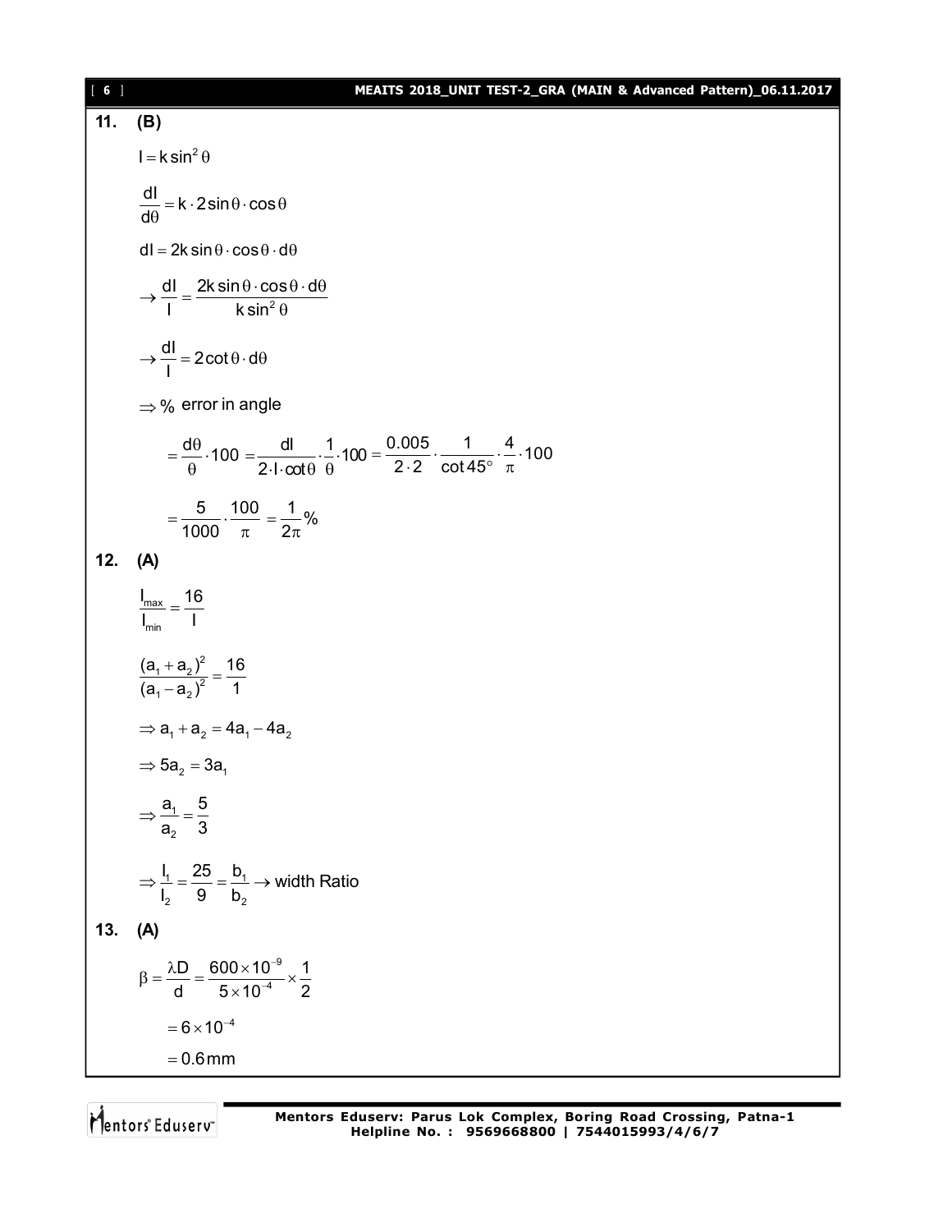**11. (B)**

$$I = k\sin^2\theta$$

$$\frac{dI}{d\theta} = k \cdot 2\sin\theta \cdot \cos\theta$$

$$dI = 2k\sin\theta \cdot \cos\theta \cdot d\theta$$

$$\rightarrow \frac{dI}{I} = \frac{2k\sin\theta \cdot \cos\theta \cdot d\theta}{k\sin^2\theta}$$

$$\rightarrow \frac{dI}{I} = 2\cot\theta \cdot d\theta$$

$\Rightarrow$ % error in angle

$$= \frac{d\theta}{\theta} \cdot 100 = \frac{dI}{2 \cdot I \cdot \cot\theta} \cdot \frac{1}{\theta} \cdot 100 = \frac{0.005}{2 \cdot 2} \cdot \frac{1}{\cot 45^\circ} \cdot \frac{4}{\pi} \cdot 100$$

$$= \frac{5}{1000} \cdot \frac{100}{\pi} = \frac{1}{2\pi}\%$$

**12. (A)**

$$\frac{I_{max}}{I_{min}} = \frac{16}{I}$$

$$\frac{(a_1 + a_2)^2}{(a_1 - a_2)^2} = \frac{16}{1}$$

$$\Rightarrow a_1 + a_2 = 4a_1 - 4a_2$$

$$\Rightarrow 5a_2 = 3a_1$$

$$\Rightarrow \frac{a_1}{a_2} = \frac{5}{3}$$

$$\Rightarrow \frac{I_1}{I_2} = \frac{25}{9} = \frac{b_1}{b_2} \rightarrow \text{width Ratio}$$

**13. (A)**

$$\beta = \frac{\lambda D}{d} = \frac{600 \times 10^{-9}}{5 \times 10^{-4}} \times \frac{1}{2}$$

$$= 6 \times 10^{-4}$$

$$= 0.6\,\text{mm}$$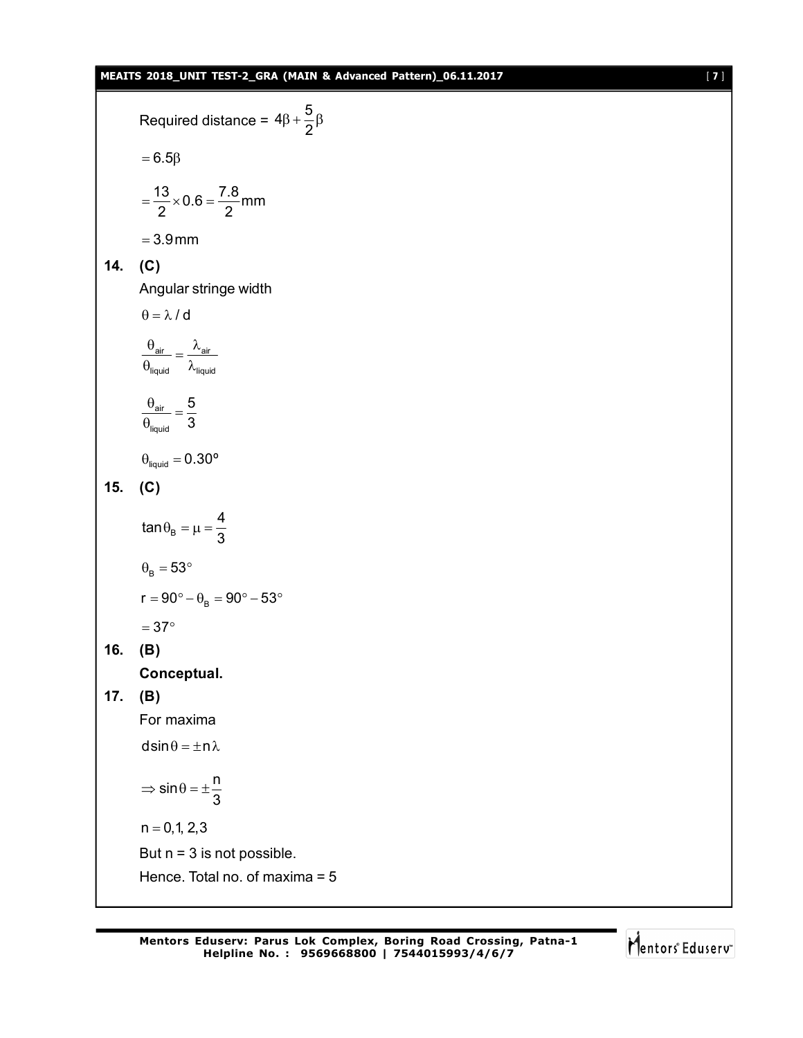Required distance = $4\beta + \frac{5}{2}\beta$

$= 6.5\beta$

$= \frac{13}{2} \times 0.6 = \frac{7.8}{2}\text{mm}$

$= 3.9\,\text{mm}$

**14. (C)**

Angular stringe width

$\theta = \lambda / d$

$\frac{\theta_{air}}{\theta_{liquid}} = \frac{\lambda_{air}}{\lambda_{liquid}}$

$\frac{\theta_{air}}{\theta_{liquid}} = \frac{5}{3}$

$\theta_{liquid} = 0.30^{o}$

**15. (C)**

$\tan\theta_B = \mu = \frac{4}{3}$

$\theta_B = 53^\circ$

$r = 90^\circ - \theta_B = 90^\circ - 53^\circ$

$= 37^\circ$

**16. (B)**

**Conceptual.**

**17. (B)**

For maxima

$d\sin\theta = \pm n\lambda$

$\Rightarrow \sin\theta = \pm\frac{n}{3}$

$n = 0, 1, 2, 3$

But n = 3 is not possible.

Hence. Total no. of maxima = 5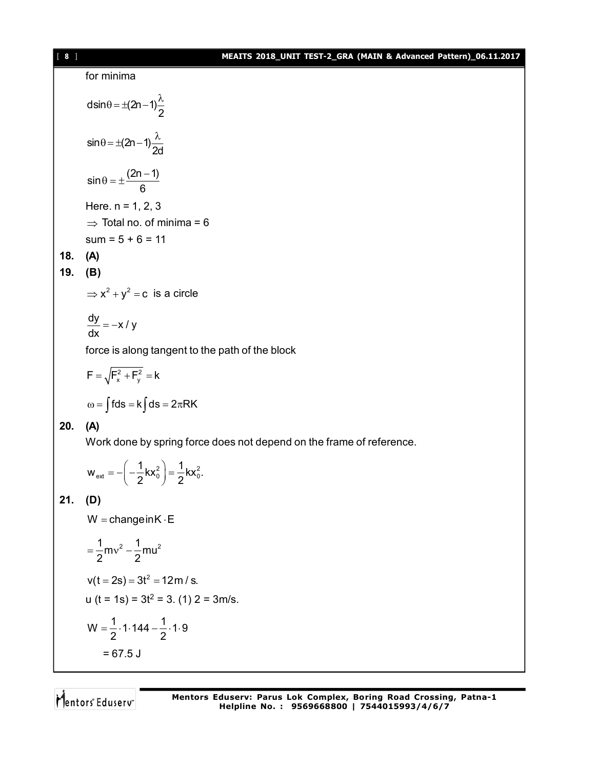for minima

$$d\sin\theta = \pm(2n-1)\frac{\lambda}{2}$$

$$\sin\theta = \pm(2n-1)\frac{\lambda}{2d}$$

$$\sin\theta = \pm\frac{(2n-1)}{6}$$

Here. n = 1, 2, 3

$\Rightarrow$ Total no. of minima = 6

sum = 5 + 6 = 11

**18. (A)**

**19. (B)**

$\Rightarrow x^2 + y^2 = c$ is a circle

$$\frac{dy}{dx} = -x/y$$

force is along tangent to the path of the block

$$F = \sqrt{F_x^2 + F_y^2} = k$$

$$\omega = \int f ds = k\int ds = 2\pi RK$$

**20. (A)**

Work done by spring force does not depend on the frame of reference.

$$w_{ext} = -\left(-\frac{1}{2}kx_0^2\right) = \frac{1}{2}kx_0^2.$$

**21. (D)**

$W = \text{change in } K \cdot E$

$$= \frac{1}{2}mv^2 - \frac{1}{2}mu^2$$

$v(t = 2s) = 3t^2 = 12\,m/s.$

u (t = 1s) = $3t^2$ = 3. (1) 2 = 3m/s.

$$W = \frac{1}{2}\cdot 1\cdot 144 - \frac{1}{2}\cdot 1\cdot 9$$

= 67.5 J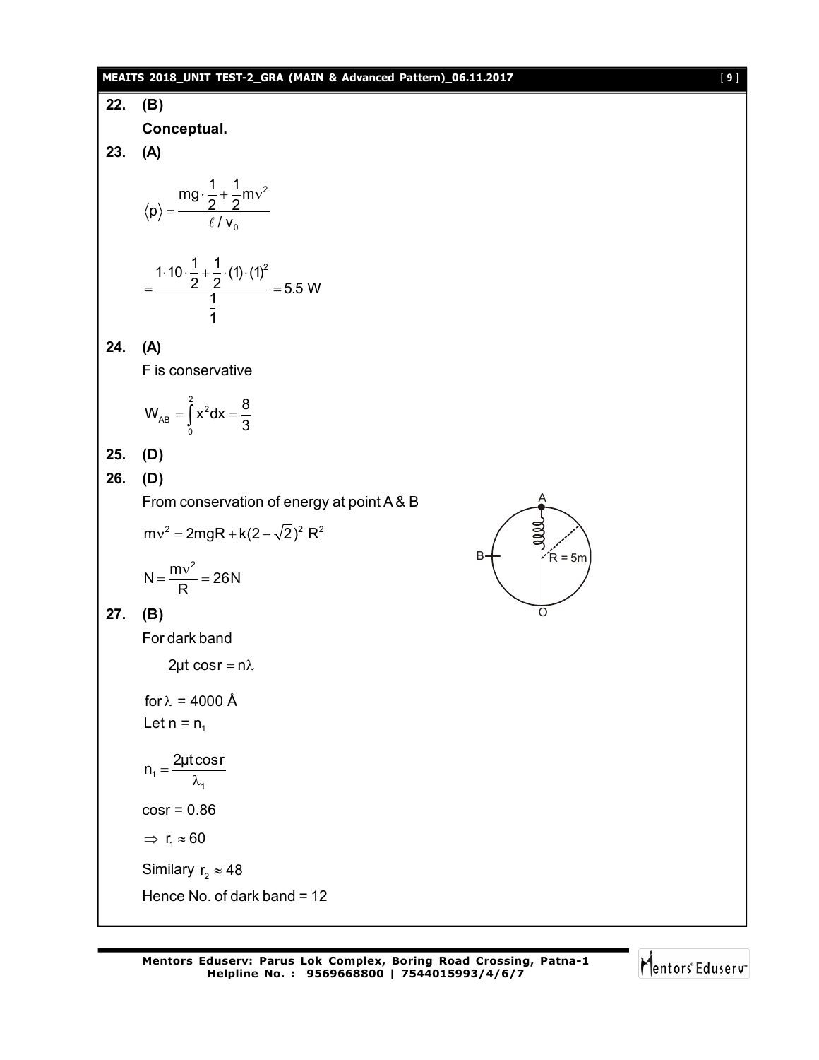**22. (B)**

**Conceptual.**

**23. (A)**

$$\langle p \rangle = \frac{mg \cdot \frac{1}{2} + \frac{1}{2} m v^2}{\ell / v_0}$$

$$= \frac{1 \cdot 10 \cdot \frac{1}{2} + \frac{1}{2} \cdot (1) \cdot (1)^2}{\frac{1}{1}} = 5.5 \text{ W}$$

**24. (A)**

F is conservative

$$W_{AB} = \int_0^2 x^2 dx = \frac{8}{3}$$

**25. (D)**

**26. (D)**

From conservation of energy at point A & B

$$m v^2 = 2mgR + k(2 - \sqrt{2})^2 R^2$$

$$N = \frac{m v^2}{R} = 26\text{N}$$

A

B

R = 5m

O

**27. (B)**

For dark band

$$2\mu t \cos r = n\lambda$$

for $\lambda$ = 4000 Å

Let $n = n_1$

$$n_1 = \frac{2\mu t \cos r}{\lambda_1}$$

cosr = 0.86

$\Rightarrow r_1 \approx 60$

Similary $r_2 \approx 48$

Hence No. of dark band = 12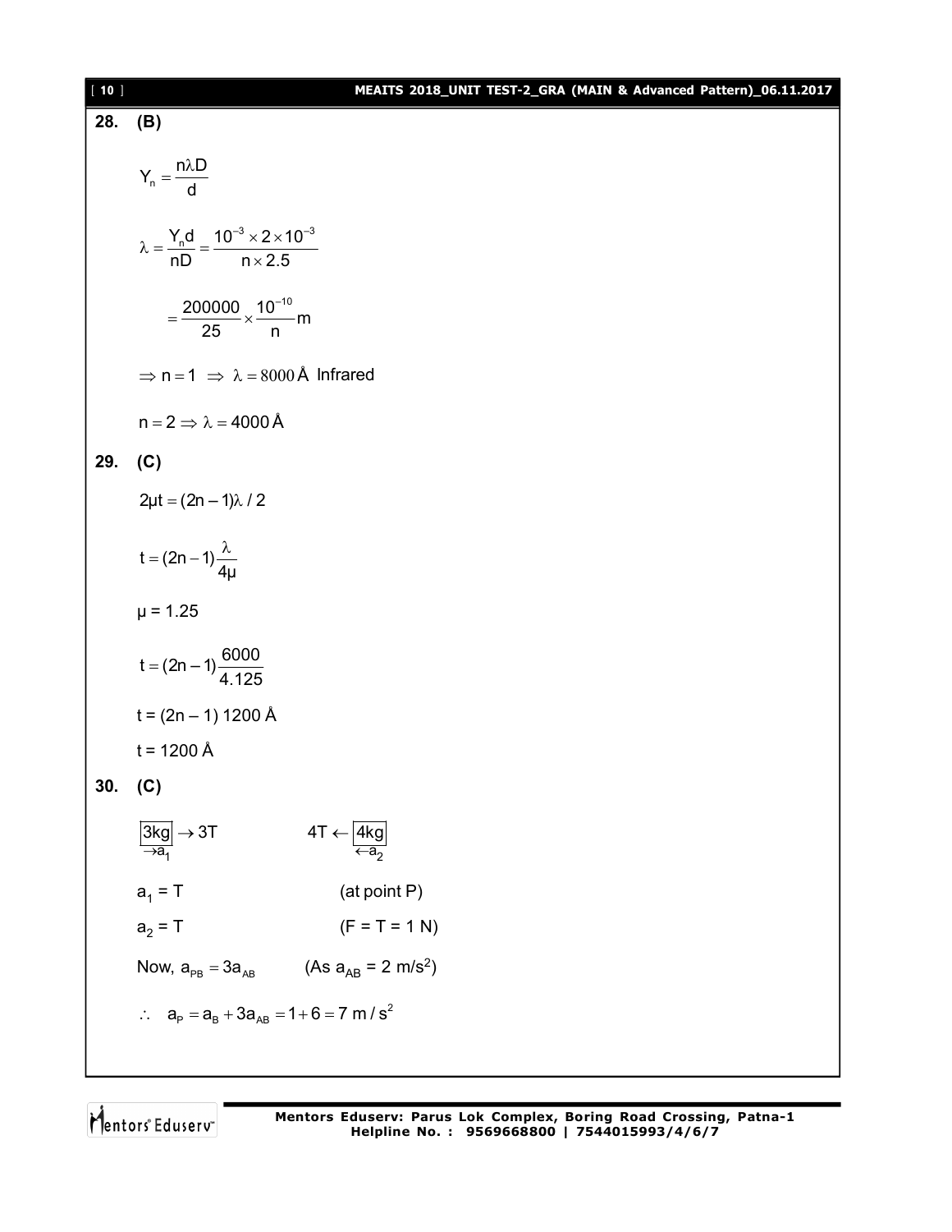**28. (B)**

$$Y_n = \frac{n\lambda D}{d}$$

$$\lambda = \frac{Y_n d}{nD} = \frac{10^{-3} \times 2 \times 10^{-3}}{n \times 2.5}$$

$$= \frac{200000}{25} \times \frac{10^{-10}}{n} m$$

$\Rightarrow n = 1 \;\Rightarrow\; \lambda = 8000\,\text{Å}$ Infrared

$n = 2 \Rightarrow \lambda = 4000\,\text{Å}$

**29. (C)**

$$2\mu t = (2n-1)\lambda / 2$$

$$t = (2n-1)\frac{\lambda}{4\mu}$$

$\mu = 1.25$

$$t = (2n-1)\frac{6000}{4.125}$$

$t = (2n-1)\ 1200\ \text{Å}$

$t = 1200\ \text{Å}$

**30. (C)**

$\boxed{3kg}\ \underset{\rightarrow a_1}{} \rightarrow 3T \qquad\qquad 4T \leftarrow \boxed{4kg}\ \underset{\leftarrow a_2}{}$

$a_1 = T$ (at point P)

$a_2 = T$ $(F = T = 1\ N)$

Now, $a_{PB} = 3a_{AB}$ (As $a_{AB} = 2\ m/s^2$)

$$\therefore \quad a_P = a_B + 3a_{AB} = 1 + 6 = 7\ m/s^2$$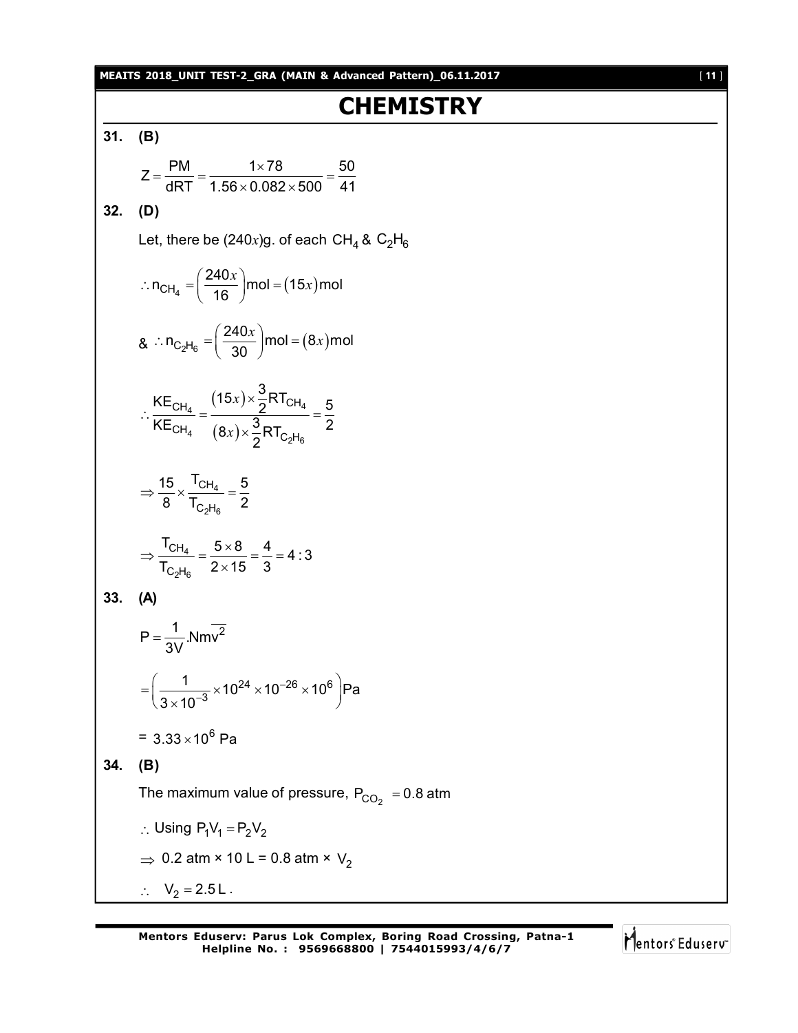# CHEMISTRY

**31. (B)**

$$Z = \frac{PM}{dRT} = \frac{1 \times 78}{1.56 \times 0.082 \times 500} = \frac{50}{41}$$

**32. (D)**

Let, there be $(240x)$g. of each $CH_4$ & $C_2H_6$

$$\therefore n_{CH_4} = \left(\frac{240x}{16}\right)\text{mol} = (15x)\text{mol}$$

$$\& \therefore n_{C_2H_6} = \left(\frac{240x}{30}\right)\text{mol} = (8x)\text{mol}$$

$$\therefore \frac{KE_{CH_4}}{KE_{CH_4}} = \frac{(15x) \times \frac{3}{2}RT_{CH_4}}{(8x) \times \frac{3}{2}RT_{C_2H_6}} = \frac{5}{2}$$

$$\Rightarrow \frac{15}{8} \times \frac{T_{CH_4}}{T_{C_2H_6}} = \frac{5}{2}$$

$$\Rightarrow \frac{T_{CH_4}}{T_{C_2H_6}} = \frac{5 \times 8}{2 \times 15} = \frac{4}{3} = 4:3$$

**33. (A)**

$$P = \frac{1}{3V}.Nm\overline{v^2}$$

$$= \left(\frac{1}{3 \times 10^{-3}} \times 10^{24} \times 10^{-26} \times 10^{6}\right)\text{Pa}$$

$= 3.33 \times 10^{6}$ Pa

**34. (B)**

The maximum value of pressure, $P_{CO_2} = 0.8$ atm

$\therefore$ Using $P_1V_1 = P_2V_2$

$\Rightarrow$ 0.2 atm × 10 L = 0.8 atm × $V_2$

$\therefore \quad V_2 = 2.5\,\text{L}$.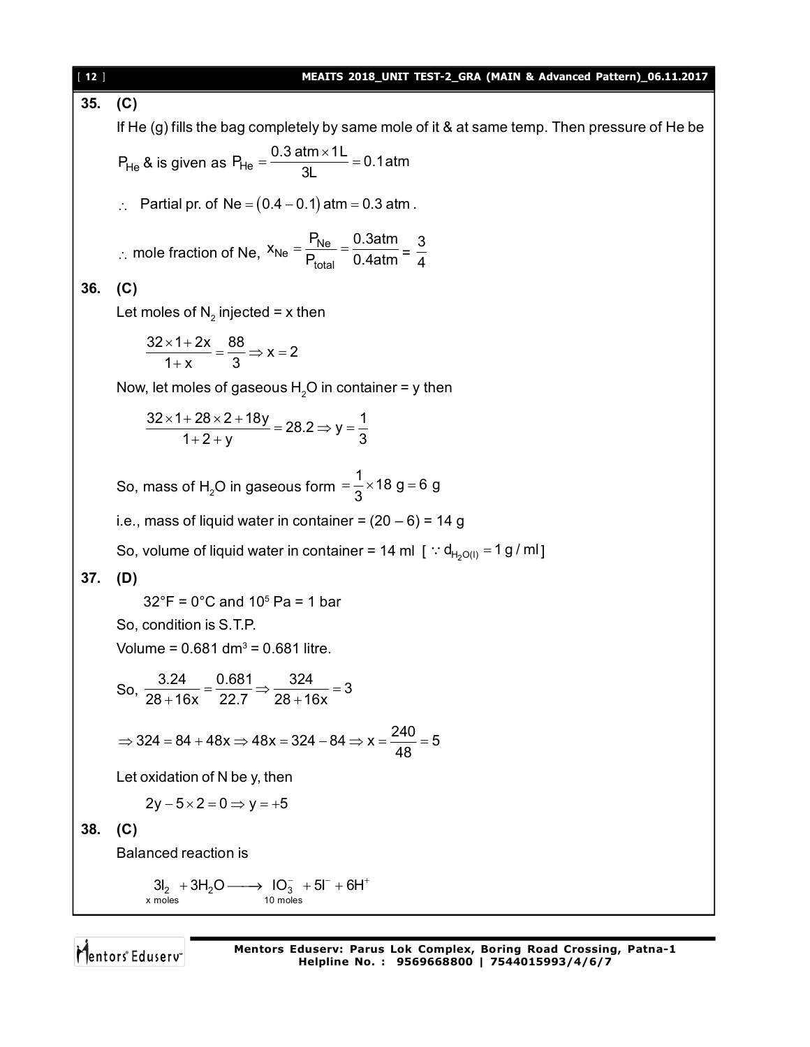**35. (C)**

If He (g) fills the bag completely by same mole of it & at same temp. Then pressure of He be

$P_{He}$ & is given as $P_{He} = \dfrac{0.3\ \text{atm} \times 1\text{L}}{3\text{L}} = 0.1\,\text{atm}$

$\therefore$ Partial pr. of $\text{Ne} = (0.4 - 0.1)\ \text{atm} = 0.3\ \text{atm}$.

$\therefore$ mole fraction of Ne, $x_{Ne} = \dfrac{P_{Ne}}{P_{total}} = \dfrac{0.3\text{atm}}{0.4\text{atm}} = \dfrac{3}{4}$

**36. (C)**

Let moles of $N_2$ injected = x then

$$\frac{32 \times 1 + 2x}{1 + x} = \frac{88}{3} \Rightarrow x = 2$$

Now, let moles of gaseous $H_2O$ in container = y then

$$\frac{32 \times 1 + 28 \times 2 + 18y}{1 + 2 + y} = 28.2 \Rightarrow y = \frac{1}{3}$$

So, mass of $H_2O$ in gaseous form $= \dfrac{1}{3} \times 18\ \text{g} = 6\ \text{g}$

i.e., mass of liquid water in container = (20 – 6) = 14 g

So, volume of liquid water in container = 14 ml [ $\because d_{H_2O(l)} = 1\ \text{g/ml}$ ]

**37. (D)**

32°F = 0°C and $10^5$ Pa = 1 bar

So, condition is S.T.P.

Volume = 0.681 $\text{dm}^3$ = 0.681 litre.

So, $\dfrac{3.24}{28 + 16x} = \dfrac{0.681}{22.7} \Rightarrow \dfrac{324}{28 + 16x} = 3$

$$\Rightarrow 324 = 84 + 48x \Rightarrow 48x = 324 - 84 \Rightarrow x = \frac{240}{48} = 5$$

Let oxidation of N be y, then

$$2y - 5 \times 2 = 0 \Rightarrow y = +5$$

**38. (C)**

Balanced reaction is

$$\underset{x\text{ moles}}{3I_2} + 3H_2O \longrightarrow \underset{10\text{ moles}}{IO_3^-} + 5I^- + 6H^+$$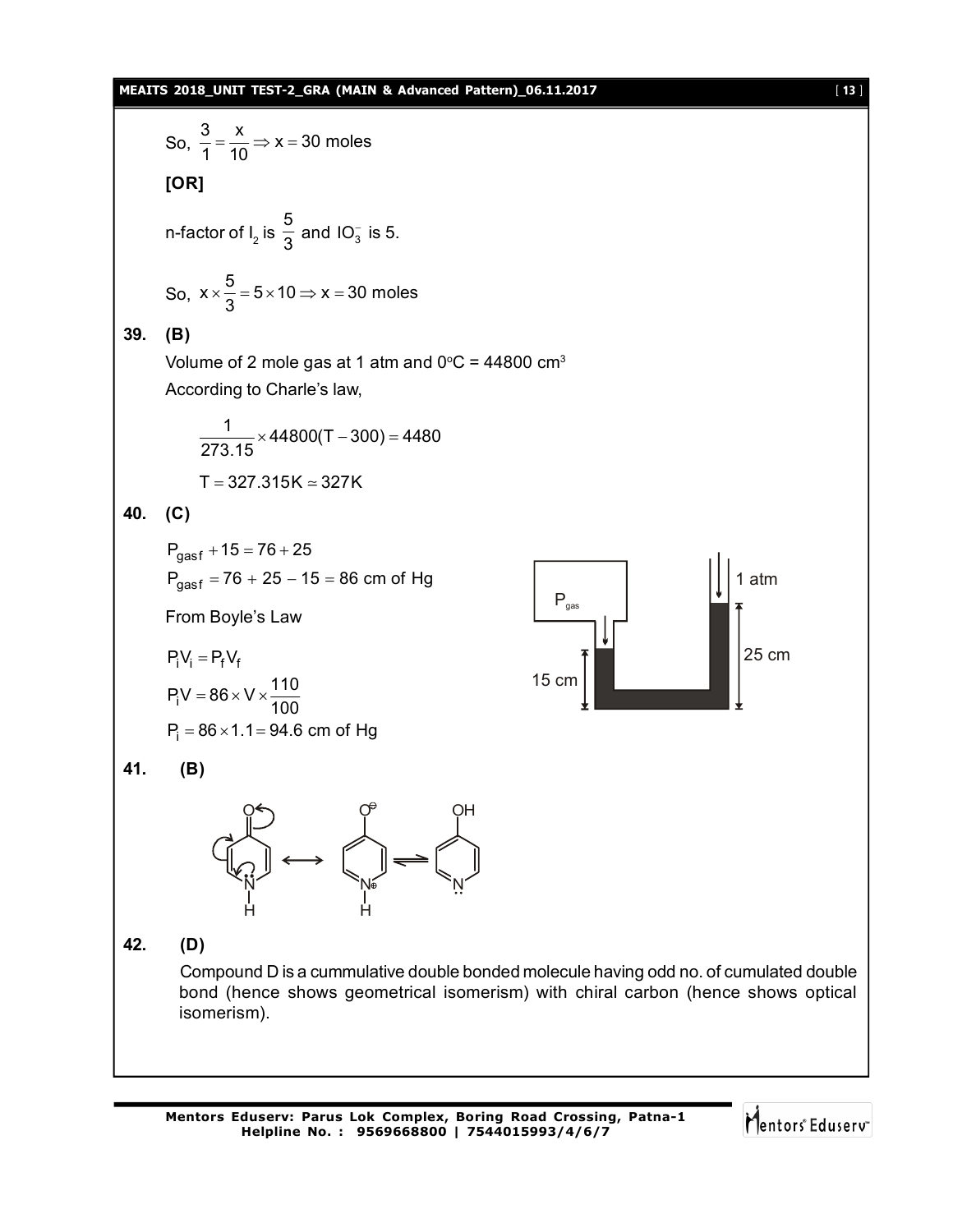So, $\frac{3}{1} = \frac{x}{10} \Rightarrow x = 30$ moles

**[OR]**

n-factor of $I_2$ is $\frac{5}{3}$ and $IO_3^-$ is 5.

So, $x \times \frac{5}{3} = 5 \times 10 \Rightarrow x = 30$ moles

**39. (B)**

Volume of 2 mole gas at 1 atm and 0°C = 44800 cm$^3$

According to Charle's law,

$$\frac{1}{273.15} \times 44800(T - 300) = 4480$$

$$T = 327.315K \simeq 327K$$

**40. (C)**

$P_{gas f} + 15 = 76 + 25$

$P_{gas f} = 76 + 25 - 15 = 86$ cm of Hg

From Boyle's Law

$P_i V_i = P_f V_f$

$P_i V = 86 \times V \times \frac{110}{100}$

$P_i = 86 \times 1.1 = 94.6$ cm of Hg

$P_{gas}$ — 1 atm — 15 cm — 25 cm

**41. (B)**

**42. (D)**

Compound D is a cummulative double bonded molecule having odd no. of cumulated double bond (hence shows geometrical isomerism) with chiral carbon (hence shows optical isomerism).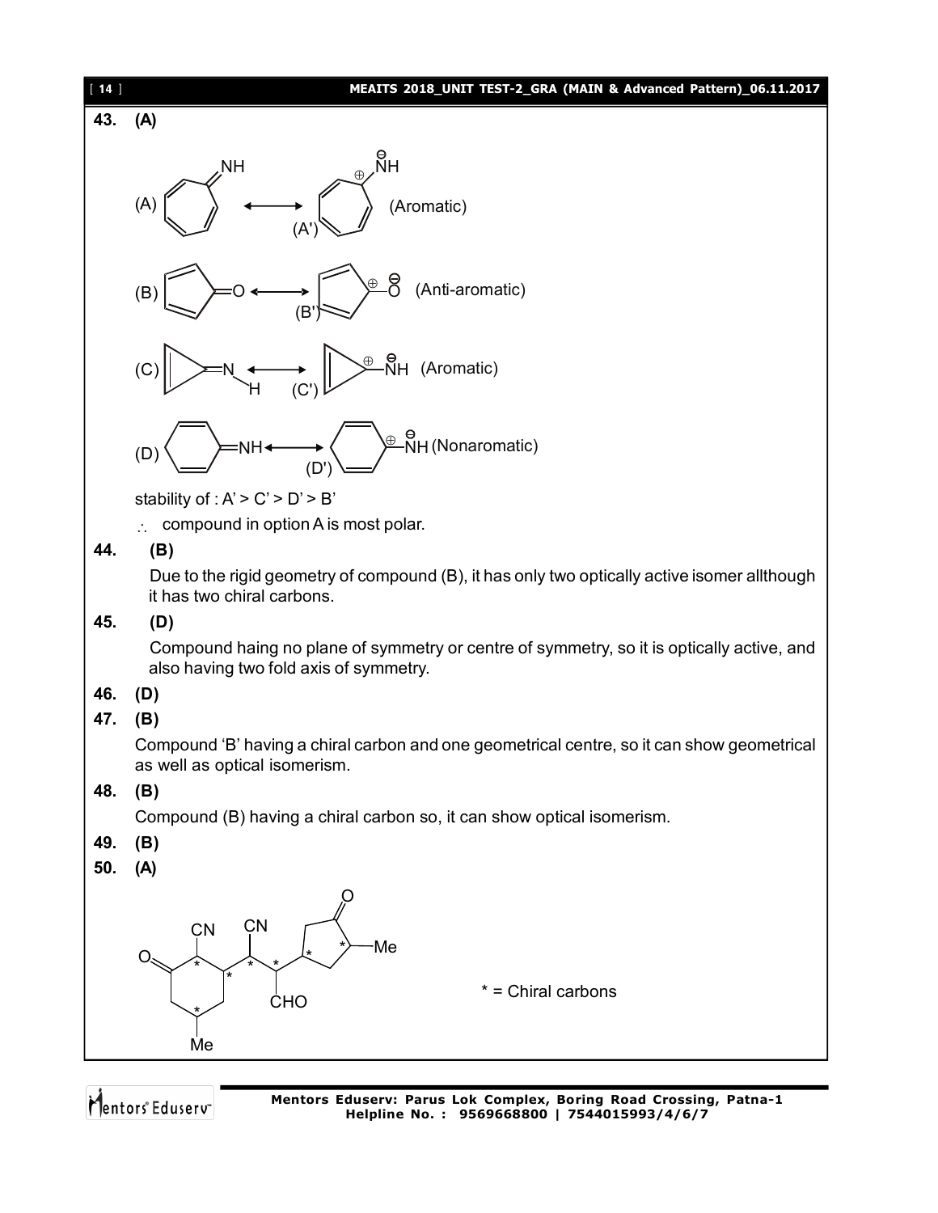**43. (A)**

(A) [Structure: cycloheptatrienimine, =NH] ⟷ (A') [cycloheptatrienyl cation with $\overset{\ominus}{N}H$] (Aromatic)

(B) [Structure: cyclopentadienone, =O] ⟷ (B') [cyclopentadienyl cation with $\overset{\ominus}{O}$] (Anti-aromatic)

(C) [Structure: cyclopropenimine, =N–H] ⟷ (C') [cyclopropenyl cation with $\overset{\ominus}{N}H$] (Aromatic)

(D) [Structure: cyclohexadienimine, =NH] ⟷ (D') [cyclohexadienyl cation with $\overset{\ominus}{N}H$] (Nonaromatic)

stability of : A' > C' > D' > B'

∴ compound in option A is most polar.

**44. (B)**

Due to the rigid geometry of compound (B), it has only two optically active isomer allthough it has two chiral carbons.

**45. (D)**

Compound haing no plane of symmetry or centre of symmetry, so it is optically active, and also having two fold axis of symmetry.

**46. (D)**

**47. (B)**

Compound 'B' having a chiral carbon and one geometrical centre, so it can show geometrical as well as optical isomerism.

**48. (B)**

Compound (B) having a chiral carbon so, it can show optical isomerism.

**49. (B)**

**50. (A)**

[Structure: substituted cyclohexanone (with CN and Me) linked via CH(CN)–CH(CHO) to a methyl-substituted cyclopentanone; chiral carbons marked with *]

* = Chiral carbons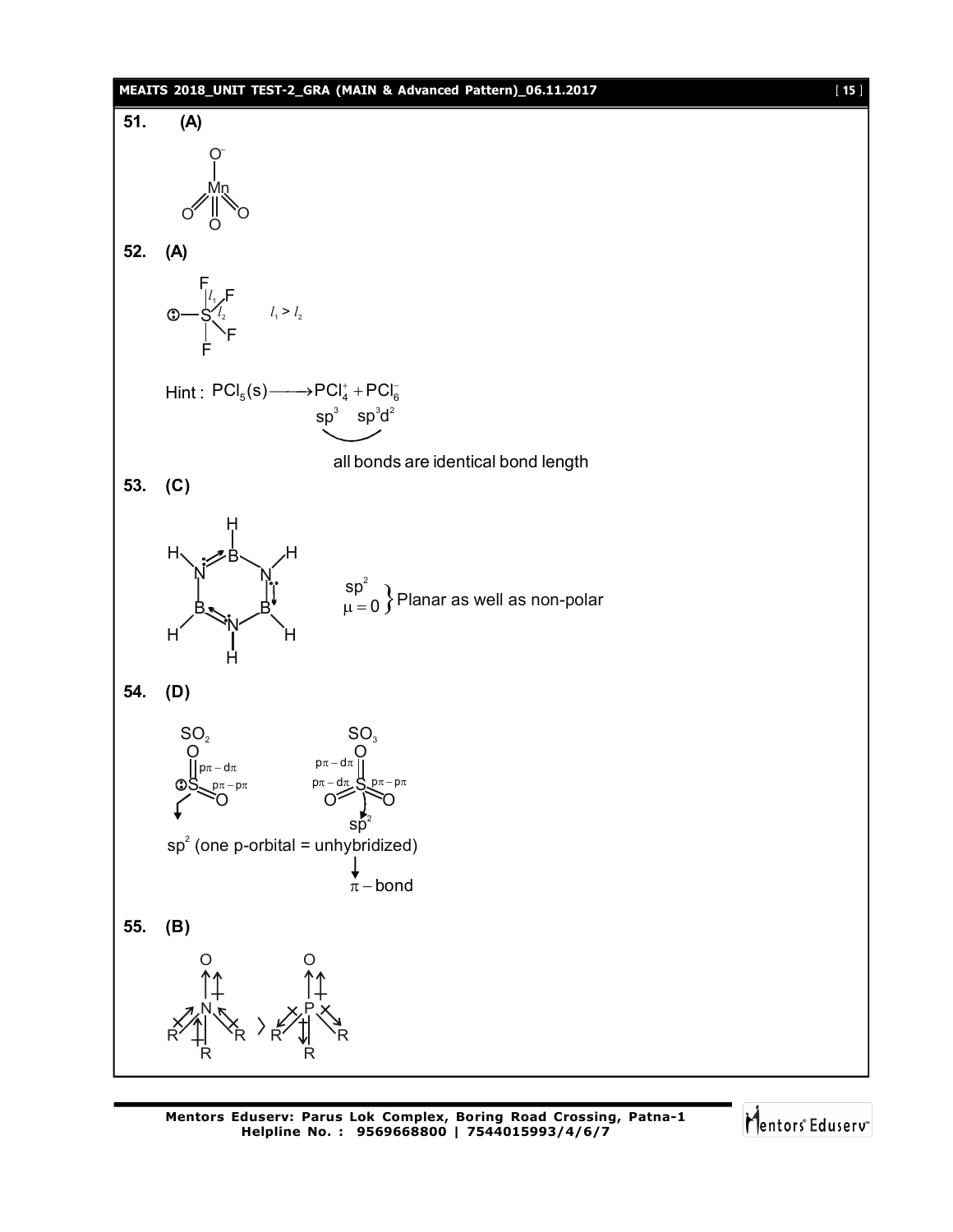**51.** **(A)**

$$MnO_4^-$$ (Mn bonded to $O^-$ and three $=O$)

**52.** **(A)**

$SF_4$ (lone pair on S; axial bond $l_1$, equatorial bond $l_2$)  $l_1 > l_2$

Hint : $PCl_5(s) \longrightarrow PCl_4^+ + PCl_6^-$

$PCl_4^+$ : $sp^3$, $PCl_6^-$ : $sp^3d^2$

all bonds are identical bond length

**53.** **(C)**

$B_3N_3H_6$ (borazine)

$\left.\begin{matrix} sp^2 \\ \mu = 0 \end{matrix}\right\}$ Planar as well as non-polar

**54.** **(D)**

$SO_2$ : $p\pi - d\pi$, $p\pi - p\pi$

$SO_3$ : $p\pi - d\pi$, $p\pi - d\pi$, $p\pi - p\pi$ ; $sp^2$

$sp^2$ (one p-orbital = unhybridized) $\rightarrow$ $\pi -$ bond

**55.** **(B)**

$R_3N \rightarrow O \; > \; R_3P \rightarrow O$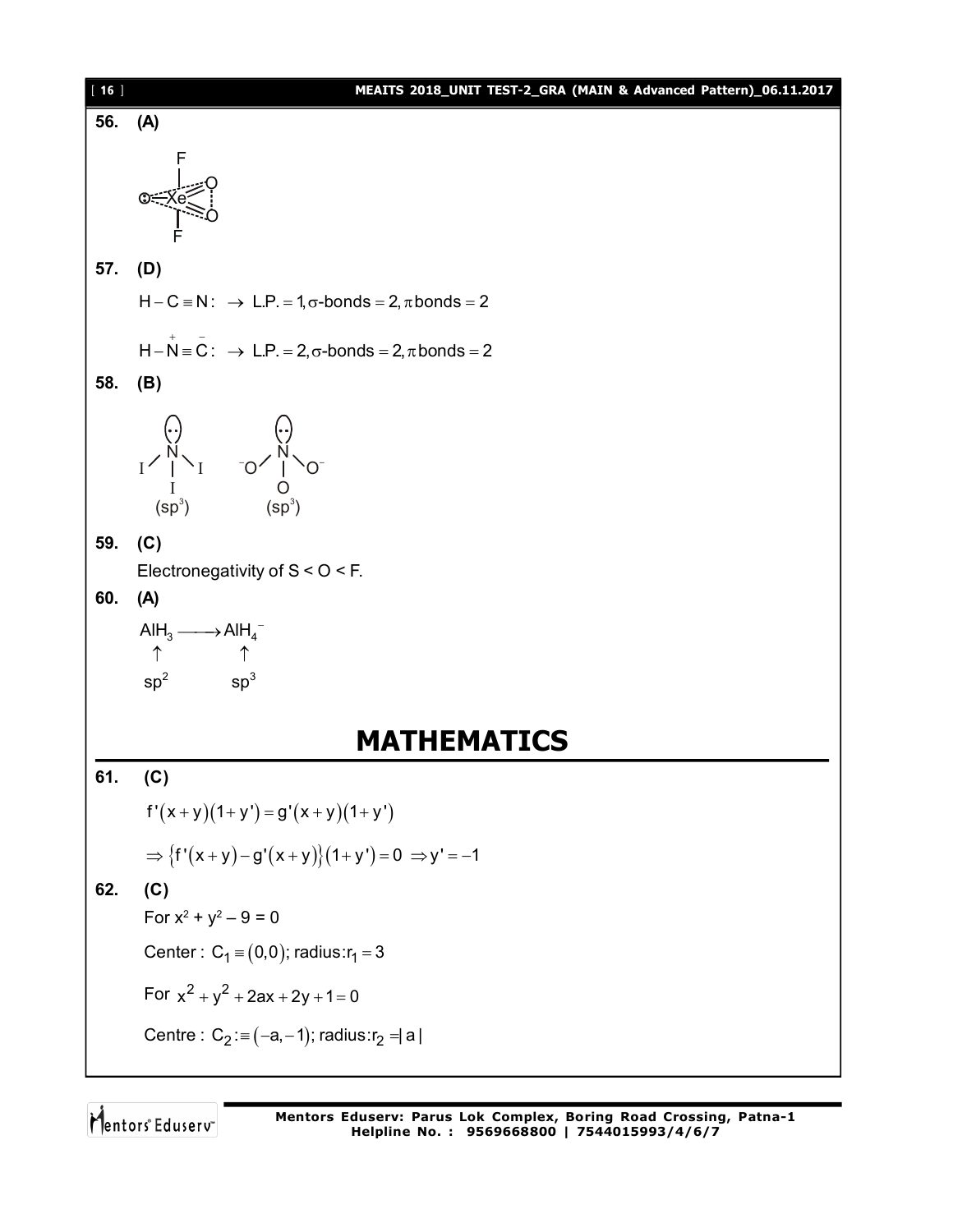**56. (A)**

**57. (D)**

$H-C\equiv N: \rightarrow$ L.P. $=1, \sigma$-bonds $=2, \pi$ bonds $=2$

$H-\overset{+}{N}\equiv\overset{-}{C}: \rightarrow$ L.P. $=2, \sigma$-bonds $=2, \pi$ bonds $=2$

**58. (B)**

$NI_3$ $(sp^3)$ $\quad$ $NO_3^-$ $(sp^3)$

**59. (C)**

Electronegativity of S < O < F.

**60. (A)**

$$\underset{sp^2}{AlH_3} \longrightarrow \underset{sp^3}{AlH_4^-}$$

# MATHEMATICS

**61. (C)**

$$f'(x+y)(1+y') = g'(x+y)(1+y')$$

$$\Rightarrow \{f'(x+y) - g'(x+y)\}(1+y') = 0 \Rightarrow y' = -1$$

**62. (C)**

For $x^2 + y^2 - 9 = 0$

Center : $C_1 \equiv (0,0)$; radius: $r_1 = 3$

For $x^2 + y^2 + 2ax + 2y + 1 = 0$

Centre : $C_2 :\equiv (-a,-1)$; radius: $r_2 = |a|$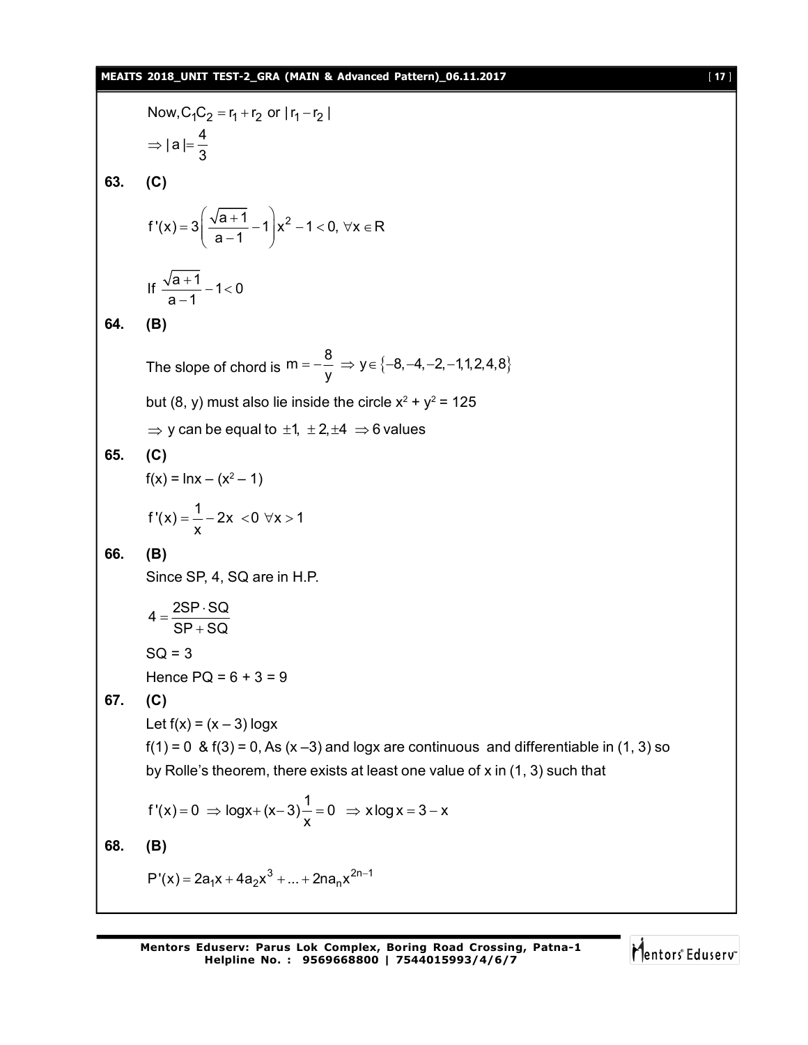$$\text{Now}, C_1C_2 = r_1 + r_2 \text{ or } |r_1 - r_2|$$

$$\Rightarrow |a| = \frac{4}{3}$$

**63. (C)**

$$f'(x) = 3\left(\frac{\sqrt{a+1}}{a-1} - 1\right)x^2 - 1 < 0, \ \forall x \in R$$

$$\text{If } \frac{\sqrt{a+1}}{a-1} - 1 < 0$$

**64. (B)**

The slope of chord is $m = -\frac{8}{y} \Rightarrow y \in \{-8, -4, -2, -1, 1, 2, 4, 8\}$

but (8, y) must also lie inside the circle $x^2 + y^2 = 125$

$\Rightarrow$ y can be equal to $\pm 1, \pm 2, \pm 4 \Rightarrow 6$ values

**65. (C)**

$f(x) = \ln x - (x^2 - 1)$

$$f'(x) = \frac{1}{x} - 2x < 0 \ \forall x > 1$$

**66. (B)**

Since SP, 4, SQ are in H.P.

$$4 = \frac{2SP \cdot SQ}{SP + SQ}$$

SQ = 3

Hence PQ = 6 + 3 = 9

**67. (C)**

Let $f(x) = (x - 3)\log x$

$f(1) = 0$ & $f(3) = 0$, As $(x - 3)$ and $\log x$ are continuous and differentiable in (1, 3) so by Rolle's theorem, there exists at least one value of x in (1, 3) such that

$$f'(x) = 0 \Rightarrow \log x + (x - 3)\frac{1}{x} = 0 \Rightarrow x\log x = 3 - x$$

**68. (B)**

$$P'(x) = 2a_1x + 4a_2x^3 + ... + 2na_nx^{2n-1}$$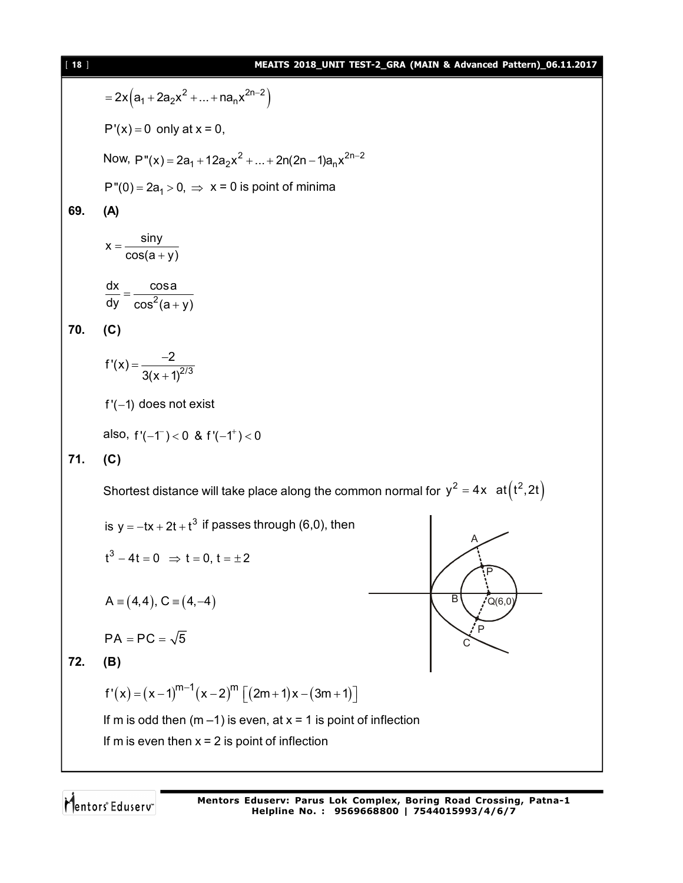$= 2x\left(a_1 + 2a_2x^2 + ... + na_nx^{2n-2}\right)$

$P'(x) = 0$ only at x = 0,

Now, $P''(x) = 2a_1 + 12a_2x^2 + ... + 2n(2n-1)a_nx^{2n-2}$

$P''(0) = 2a_1 > 0, \Rightarrow$ x = 0 is point of minima

**69. (A)**

$$x = \frac{\sin y}{\cos(a+y)}$$

$$\frac{dx}{dy} = \frac{\cos a}{\cos^2(a+y)}$$

**70. (C)**

$$f'(x) = \frac{-2}{3(x+1)^{2/3}}$$

$f'(-1)$ does not exist

also, $f'(-1^-) < 0$ & $f'(-1^+) < 0$

**71. (C)**

Shortest distance will take place along the common normal for $y^2 = 4x$ at $\left(t^2, 2t\right)$

is $y = -tx + 2t + t^3$ if passes through (6,0), then

$t^3 - 4t = 0 \Rightarrow t = 0, t = \pm 2$

$A \equiv (4,4), C \equiv (4,-4)$

$PA = PC = \sqrt{5}$

**72. (B)**

$f'(x) = (x-1)^{m-1}(x-2)^m\left[(2m+1)x - (3m+1)\right]$

If m is odd then (m –1) is even, at x = 1 is point of inflection

If m is even then x = 2 is point of inflection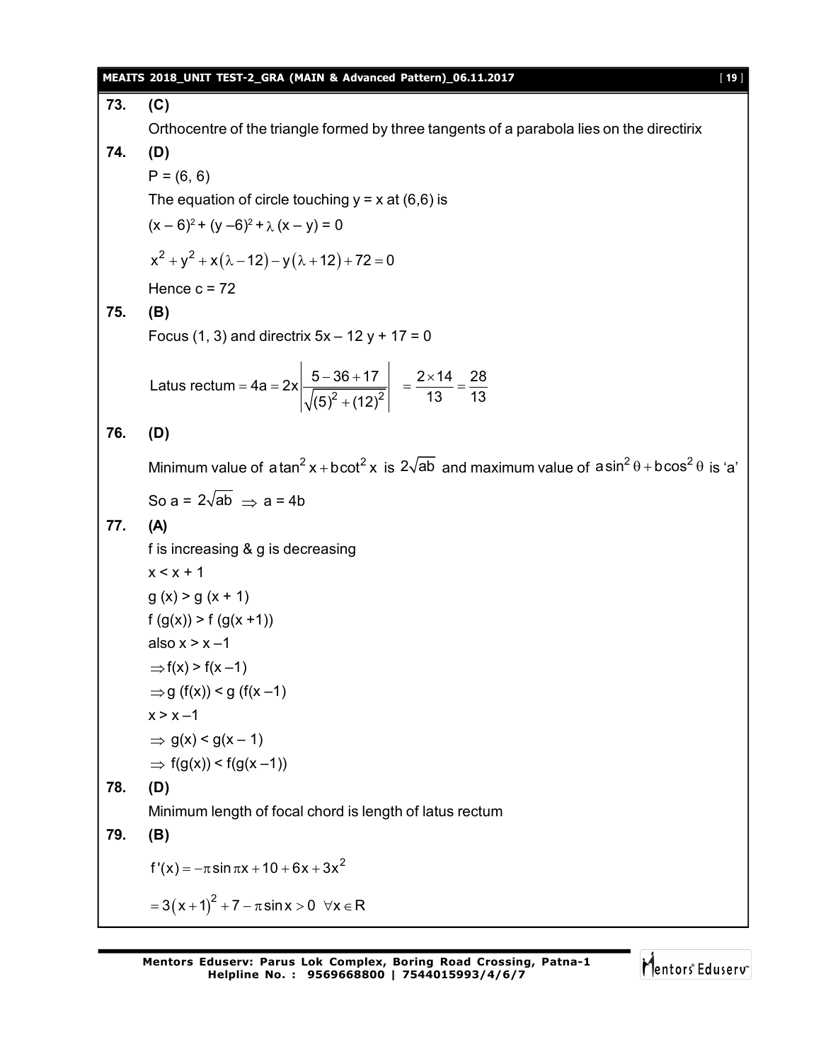**73. (C)**

Orthocentre of the triangle formed by three tangents of a parabola lies on the directirix

**74. (D)**

P = (6, 6)

The equation of circle touching y = x at (6,6) is

$(x - 6)^2 + (y - 6)^2 + \lambda (x - y) = 0$

$$x^2 + y^2 + x(\lambda - 12) - y(\lambda + 12) + 72 = 0$$

Hence c = 72

**75. (B)**

Focus (1, 3) and directrix $5x - 12y + 17 = 0$

$$\text{Latus rectum} = 4a = 2x\left|\frac{5 - 36 + 17}{\sqrt{(5)^2 + (12)^2}}\right| = \frac{2 \times 14}{13} = \frac{28}{13}$$

**76. (D)**

Minimum value of $a\tan^2 x + b\cot^2 x$ is $2\sqrt{ab}$ and maximum value of $a\sin^2\theta + b\cos^2\theta$ is 'a'

So a = $2\sqrt{ab} \Rightarrow a = 4b$

**77. (A)**

f is increasing & g is decreasing

$x < x + 1$

$g(x) > g(x + 1)$

$f(g(x)) > f(g(x + 1))$

also $x > x - 1$

$\Rightarrow f(x) > f(x - 1)$

$\Rightarrow g(f(x)) < g(f(x - 1))$

$x > x - 1$

$\Rightarrow g(x) < g(x - 1)$

$\Rightarrow f(g(x)) < f(g(x - 1))$

**78. (D)**

Minimum length of focal chord is length of latus rectum

**79. (B)**

$$f'(x) = -\pi\sin\pi x + 10 + 6x + 3x^2$$

$$= 3(x + 1)^2 + 7 - \pi\sin x > 0 \ \ \forall x \in R$$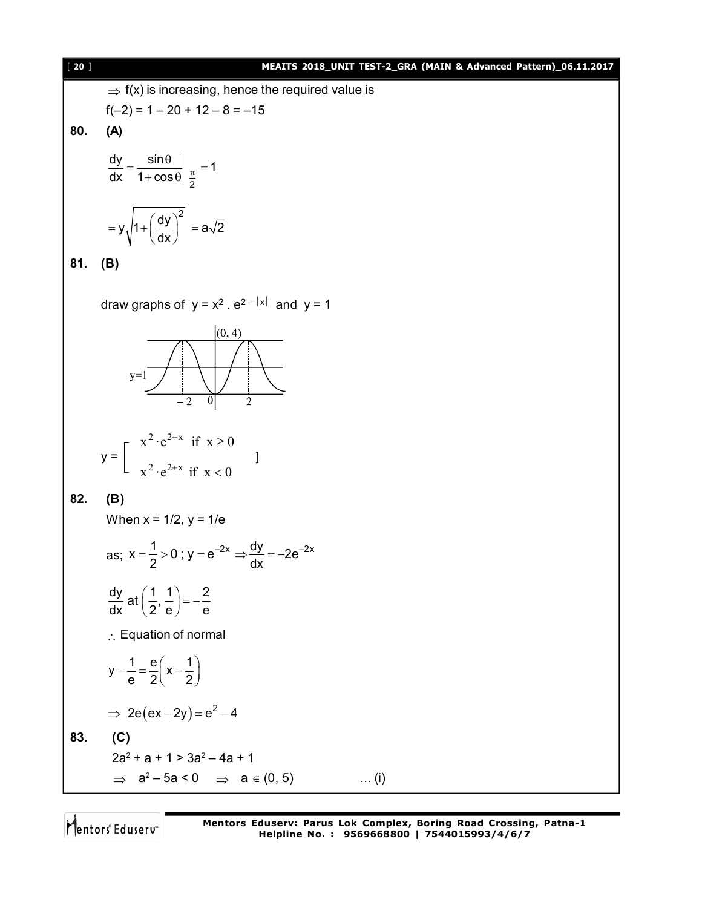$\Rightarrow$ f(x) is increasing, hence the required value is

$f(-2) = 1 - 20 + 12 - 8 = -15$

**80.** **(A)**

$$\frac{dy}{dx} = \frac{\sin\theta}{1+\cos\theta}\bigg|_{\frac{\pi}{2}} = 1$$

$$= y\sqrt{1+\left(\frac{dy}{dx}\right)^2} = a\sqrt{2}$$

**81.** **(B)**

draw graphs of $y = x^2 \cdot e^{2-|x|}$ and $y = 1$

$$y = \begin{bmatrix} x^2 \cdot e^{2-x} & \text{if } x \geq 0 \\ x^2 \cdot e^{2+x} & \text{if } x < 0 \end{bmatrix}$$

**82.** **(B)**

When $x = 1/2$, $y = 1/e$

as; $x = \frac{1}{2} > 0$ ; $y = e^{-2x} \Rightarrow \frac{dy}{dx} = -2e^{-2x}$

$$\frac{dy}{dx} \text{ at } \left(\frac{1}{2}, \frac{1}{e}\right) = -\frac{2}{e}$$

$\therefore$ Equation of normal

$$y - \frac{1}{e} = \frac{e}{2}\left(x - \frac{1}{2}\right)$$

$$\Rightarrow 2e(ex - 2y) = e^2 - 4$$

**83.** **(C)**

$2a^2 + a + 1 > 3a^2 - 4a + 1$

$\Rightarrow a^2 - 5a < 0 \Rightarrow a \in (0, 5)$ ... (i)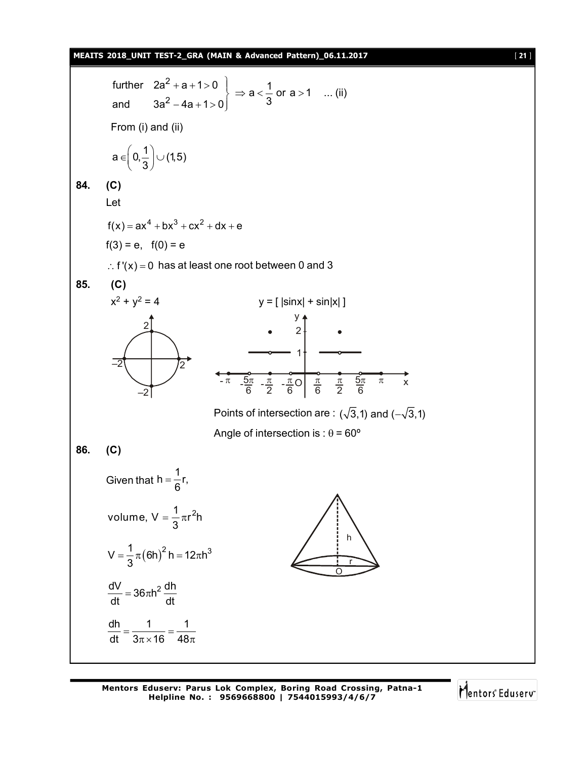$$\left.\begin{aligned} &\text{further} \quad 2a^2 + a + 1 > 0 \\ &\text{and} \quad 3a^2 - 4a + 1 > 0 \end{aligned}\right\} \Rightarrow a < \frac{1}{3} \text{ or } a > 1 \quad \text{... (ii)}$$

From (i) and (ii)

$$a \in \left(0, \frac{1}{3}\right) \cup (1, 5)$$

**84. (C)**

Let

$$f(x) = ax^4 + bx^3 + cx^2 + dx + e$$

$f(3) = e, \quad f(0) = e$

$\therefore f'(x) = 0$ has at least one root between 0 and 3

**85. (C)**

$x^2 + y^2 = 4$ $\qquad\qquad$ $y = [\,|\sin x| + \sin|x|\,]$

Points of intersection are : $(\sqrt{3}, 1)$ and $(-\sqrt{3}, 1)$

Angle of intersection is : $\theta = 60°$

**86. (C)**

Given that $h = \frac{1}{6}r$,

$$\text{volume, } V = \frac{1}{3}\pi r^2 h$$

$$V = \frac{1}{3}\pi (6h)^2 h = 12\pi h^3$$

$$\frac{dV}{dt} = 36\pi h^2 \frac{dh}{dt}$$

$$\frac{dh}{dt} = \frac{1}{3\pi \times 16} = \frac{1}{48\pi}$$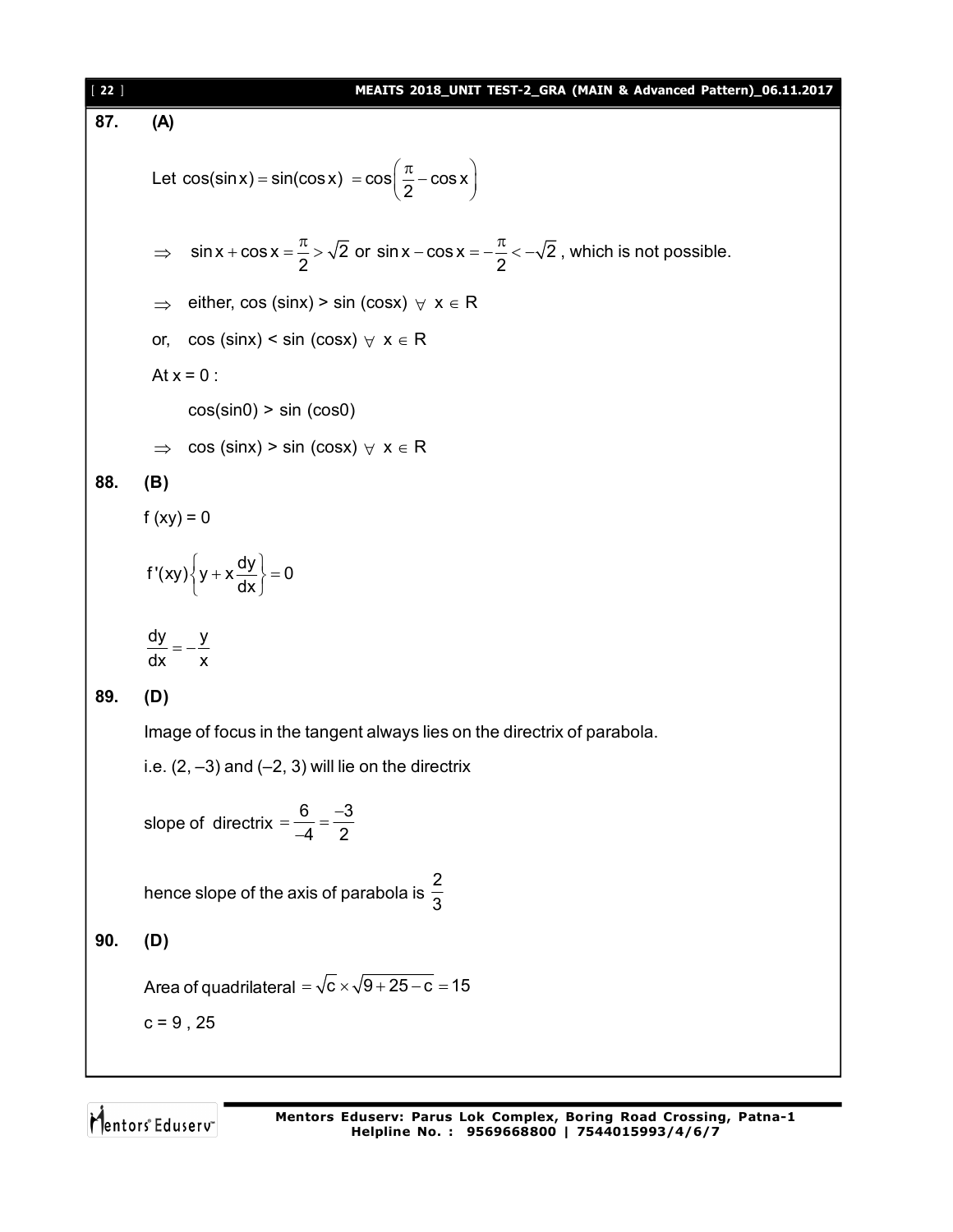**87. (A)**

Let $\cos(\sin x) = \sin(\cos x) = \cos\left(\frac{\pi}{2} - \cos x\right)$

$\Rightarrow \quad \sin x + \cos x = \frac{\pi}{2} > \sqrt{2}$ or $\sin x - \cos x = -\frac{\pi}{2} < -\sqrt{2}$ , which is not possible.

$\Rightarrow$ either, cos (sinx) > sin (cosx) $\forall\ x \in R$

or, cos (sinx) < sin (cosx) $\forall\ x \in R$

At x = 0 :

cos(sin0) > sin (cos0)

$\Rightarrow$ cos (sinx) > sin (cosx) $\forall\ x \in R$

**88. (B)**

$f(xy) = 0$

$$f'(xy)\left\{y + x\frac{dy}{dx}\right\} = 0$$

$$\frac{dy}{dx} = -\frac{y}{x}$$

**89. (D)**

Image of focus in the tangent always lies on the directrix of parabola.

i.e. (2, –3) and (–2, 3) will lie on the directrix

$$\text{slope of directrix} = \frac{6}{-4} = \frac{-3}{2}$$

hence slope of the axis of parabola is $\frac{2}{3}$

**90. (D)**

Area of quadrilateral $= \sqrt{c} \times \sqrt{9 + 25 - c} = 15$

c = 9 , 25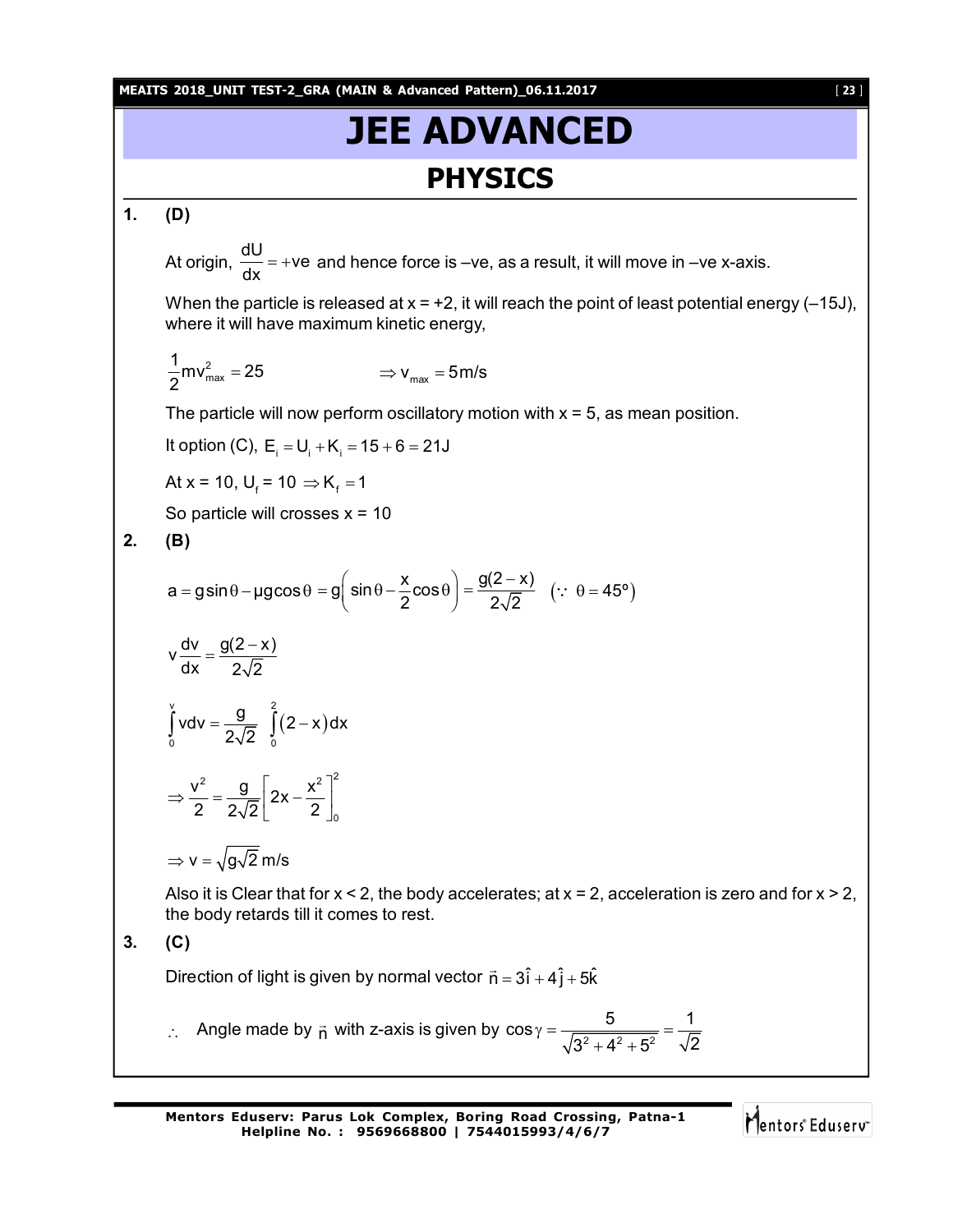# JEE ADVANCED

## PHYSICS

**1. (D)**

At origin, $\frac{dU}{dx} = +ve$ and hence force is –ve, as a result, it will move in –ve x-axis.

When the particle is released at x = +2, it will reach the point of least potential energy (–15J), where it will have maximum kinetic energy,

$\frac{1}{2}mv_{max}^2 = 25 \qquad \Rightarrow v_{max} = 5 m/s$

The particle will now perform oscillatory motion with x = 5, as mean position.

It option (C), $E_i = U_i + K_i = 15 + 6 = 21J$

At x = 10, $U_f$ = 10 $\Rightarrow K_f = 1$

So particle will crosses x = 10

**2. (B)**

$$a = g\sin\theta - \mu g\cos\theta = g\left(\sin\theta - \frac{x}{2}\cos\theta\right) = \frac{g(2-x)}{2\sqrt{2}} \quad (\because \theta = 45^\circ)$$

$$v\frac{dv}{dx} = \frac{g(2-x)}{2\sqrt{2}}$$

$$\int_0^v v\,dv = \frac{g}{2\sqrt{2}}\int_0^2 (2-x)\,dx$$

$$\Rightarrow \frac{v^2}{2} = \frac{g}{2\sqrt{2}}\left[2x - \frac{x^2}{2}\right]_0^2$$

$$\Rightarrow v = \sqrt{g\sqrt{2}}\ m/s$$

Also it is Clear that for x < 2, the body accelerates; at x = 2, acceleration is zero and for x > 2, the body retards till it comes to rest.

**3. (C)**

Direction of light is given by normal vector $\vec{n} = 3\hat{i} + 4\hat{j} + 5\hat{k}$

$\therefore$ Angle made by $\vec{n}$ with z-axis is given by $\cos\gamma = \frac{5}{\sqrt{3^2 + 4^2 + 5^2}} = \frac{1}{\sqrt{2}}$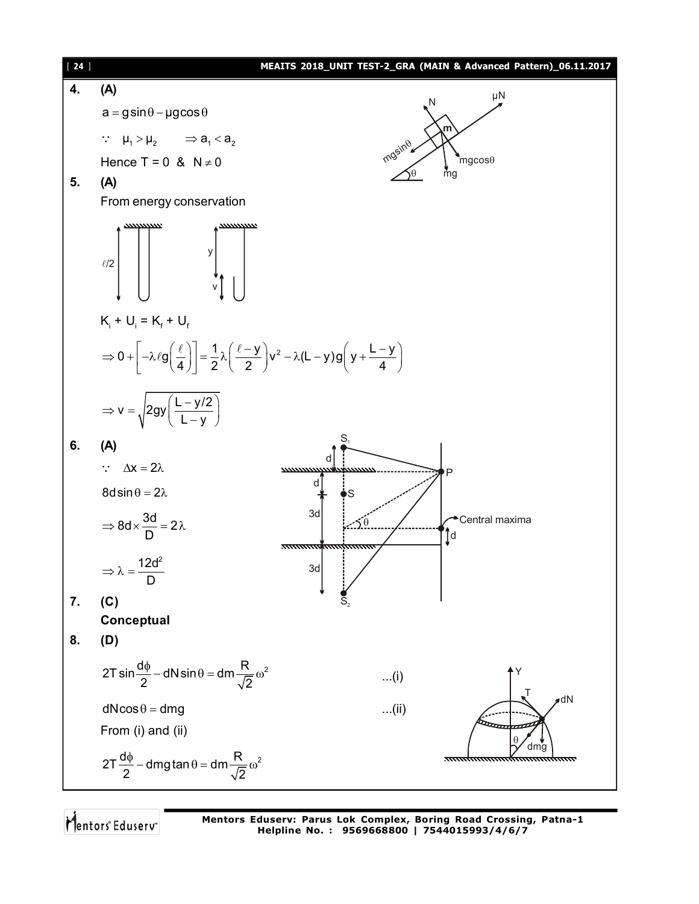**4. (A)**

$a = g\sin\theta - \mu g\cos\theta$

$\because \ \mu_1 > \mu_2 \quad \Rightarrow a_1 < a_2$

Hence T = 0 & $N \neq 0$

**5. (A)**

From energy conservation

$K_i + U_i = K_f + U_f$

$$\Rightarrow 0 + \left[-\lambda \ell g\left(\frac{\ell}{4}\right)\right] = \frac{1}{2}\lambda\left(\frac{\ell - y}{2}\right)v^2 - \lambda(L - y)g\left(y + \frac{L - y}{4}\right)$$

$$\Rightarrow v = \sqrt{2gy\left(\frac{L - y/2}{L - y}\right)}$$

**6. (A)**

$\because \ \Delta x = 2\lambda$

$8d\sin\theta = 2\lambda$

$$\Rightarrow 8d \times \frac{3d}{D} = 2\lambda$$

$$\Rightarrow \lambda = \frac{12d^2}{D}$$

**7. (C)**

**Conceptual**

**8. (D)**

$$2T\sin\frac{d\phi}{2} - dN\sin\theta = dm\frac{R}{\sqrt{2}}\omega^2 \qquad ...(i)$$

$$dN\cos\theta = dmg \qquad ...(ii)$$

From (i) and (ii)

$$2T\frac{d\phi}{2} - dmg\tan\theta = dm\frac{R}{\sqrt{2}}\omega^2$$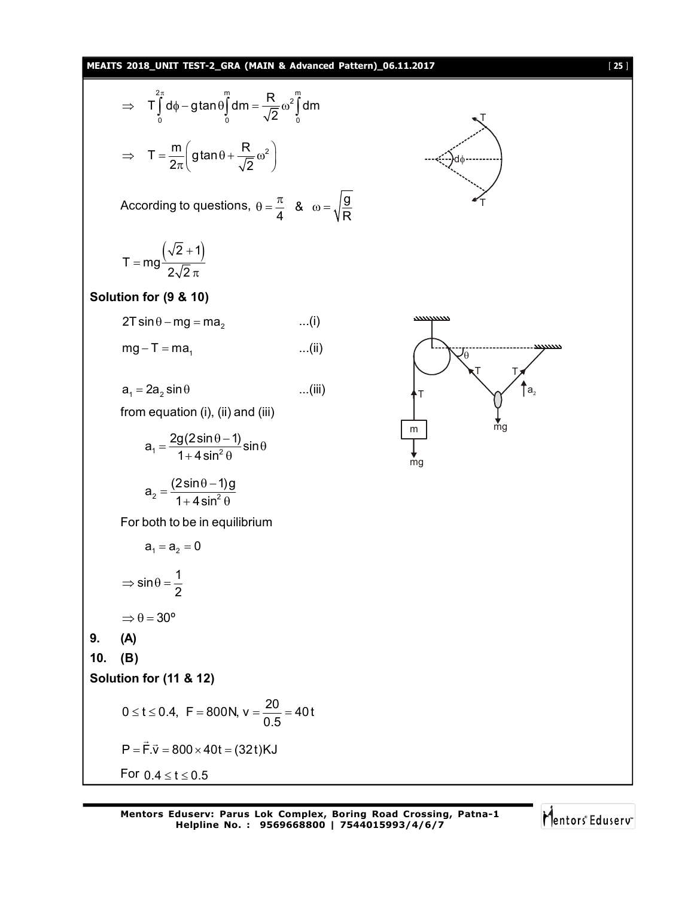$$\Rightarrow \quad T\int_0^{2\pi} d\phi - g\tan\theta\int_0^m dm = \frac{R}{\sqrt{2}}\omega^2\int_0^m dm$$

$$\Rightarrow \quad T = \frac{m}{2\pi}\left(g\tan\theta + \frac{R}{\sqrt{2}}\omega^2\right)$$

According to questions, $\theta = \frac{\pi}{4}$ & $\omega = \sqrt{\frac{g}{R}}$

$$T = mg\frac{\left(\sqrt{2}+1\right)}{2\sqrt{2}\,\pi}$$

**Solution for (9 & 10)**

$$2T\sin\theta - mg = ma_2 \qquad \text{...(i)}$$

$$mg - T = ma_1 \qquad \text{...(ii)}$$

$$a_1 = 2a_2\sin\theta \qquad \text{...(iii)}$$

from equation (i), (ii) and (iii)

$$a_1 = \frac{2g(2\sin\theta - 1)}{1+4\sin^2\theta}\sin\theta$$

$$a_2 = \frac{(2\sin\theta - 1)g}{1+4\sin^2\theta}$$

For both to be in equilibrium

$$a_1 = a_2 = 0$$

$$\Rightarrow \sin\theta = \frac{1}{2}$$

$$\Rightarrow \theta = 30^\circ$$

**9. (A)**

**10. (B)**

**Solution for (11 & 12)**

$$0 \le t \le 0.4,\ \ F = 800\text{N},\ v = \frac{20}{0.5} = 40t$$

$$P = \vec{F}.\vec{v} = 800 \times 40t = (32t)\text{KJ}$$

For $0.4 \le t \le 0.5$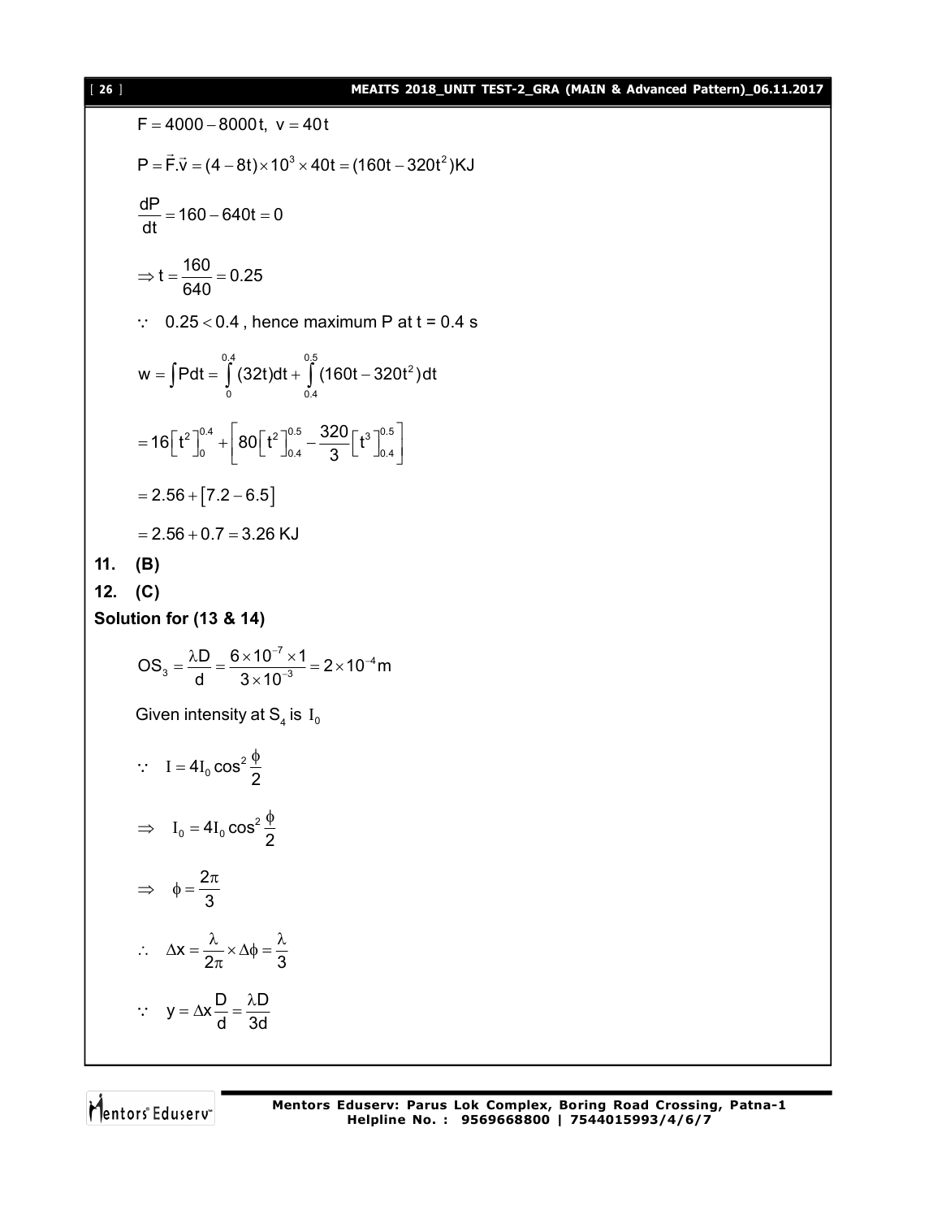$$F = 4000 - 8000t, \ v = 40t$$

$$P = \vec{F}.\vec{v} = (4 - 8t) \times 10^3 \times 40t = (160t - 320t^2)KJ$$

$$\frac{dP}{dt} = 160 - 640t = 0$$

$$\Rightarrow t = \frac{160}{640} = 0.25$$

$\because \ 0.25 < 0.4$ , hence maximum P at t = 0.4 s

$$w = \int Pdt = \int_0^{0.4} (32t)dt + \int_{0.4}^{0.5} (160t - 320t^2)dt$$

$$= 16\left[t^2\right]_0^{0.4} + \left[80\left[t^2\right]_{0.4}^{0.5} - \frac{320}{3}\left[t^3\right]_{0.4}^{0.5}\right]$$

$$= 2.56 + \left[7.2 - 6.5\right]$$

$$= 2.56 + 0.7 = 3.26 \text{ KJ}$$

**11. (B)**

**12. (C)**

**Solution for (13 & 14)**

$$OS_3 = \frac{\lambda D}{d} = \frac{6 \times 10^{-7} \times 1}{3 \times 10^{-3}} = 2 \times 10^{-4} m$$

Given intensity at $S_4$ is $I_0$

$$\because \quad I = 4I_0 \cos^2 \frac{\phi}{2}$$

$$\Rightarrow \quad I_0 = 4I_0 \cos^2 \frac{\phi}{2}$$

$$\Rightarrow \quad \phi = \frac{2\pi}{3}$$

$$\therefore \quad \Delta x = \frac{\lambda}{2\pi} \times \Delta\phi = \frac{\lambda}{3}$$

$$\because \quad y = \Delta x \frac{D}{d} = \frac{\lambda D}{3d}$$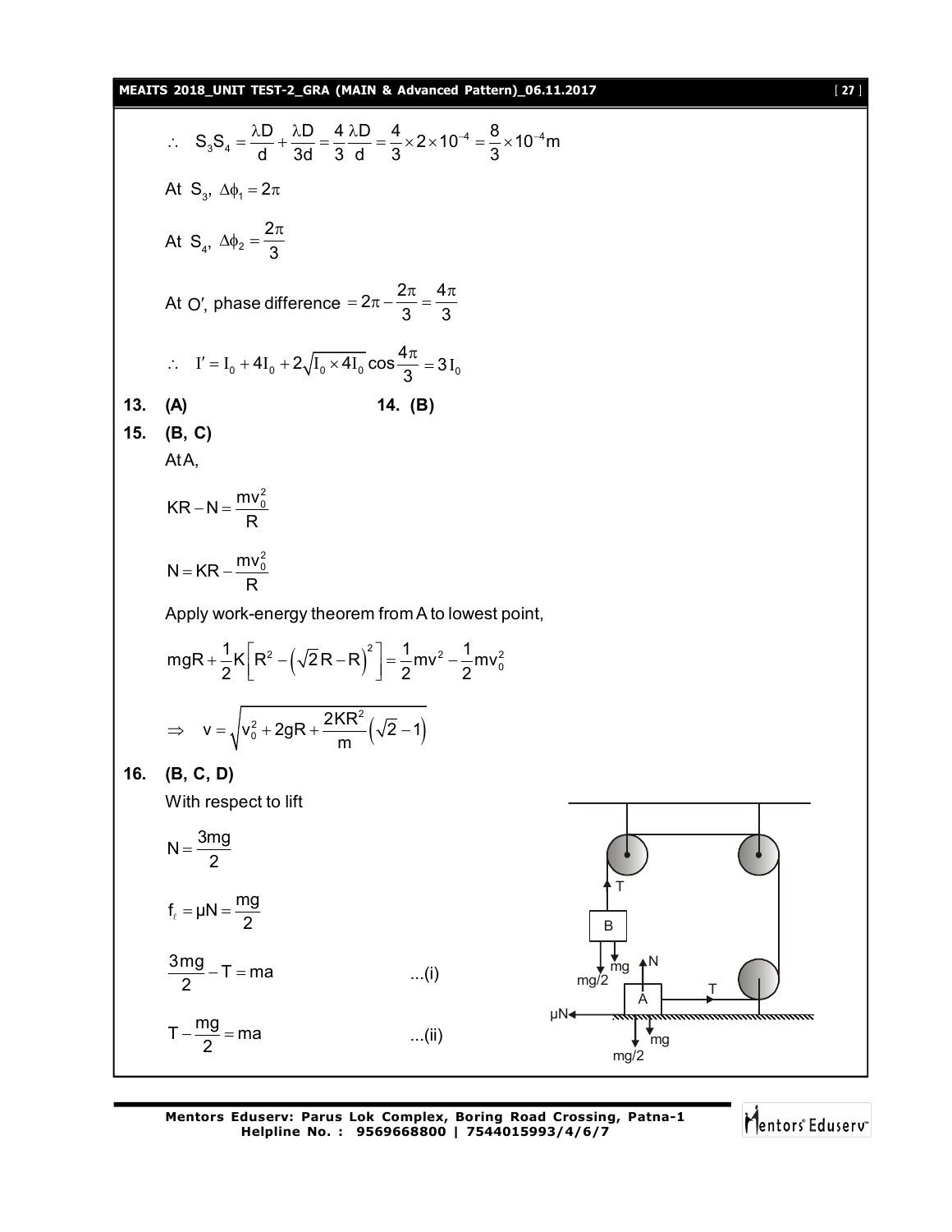$$\therefore \quad S_3S_4 = \frac{\lambda D}{d} + \frac{\lambda D}{3d} = \frac{4}{3}\frac{\lambda D}{d} = \frac{4}{3} \times 2 \times 10^{-4} = \frac{8}{3} \times 10^{-4} \text{m}$$

At $S_3$, $\Delta\phi_1 = 2\pi$

At $S_4$, $\Delta\phi_2 = \dfrac{2\pi}{3}$

At O′, phase difference $= 2\pi - \dfrac{2\pi}{3} = \dfrac{4\pi}{3}$

$$\therefore \quad I' = I_0 + 4I_0 + 2\sqrt{I_0 \times 4I_0}\cos\frac{4\pi}{3} = 3I_0$$

**13. (A)** **14. (B)**

**15. (B, C)**

At A,

$$KR - N = \frac{mv_0^2}{R}$$

$$N = KR - \frac{mv_0^2}{R}$$

Apply work-energy theorem from A to lowest point,

$$mgR + \frac{1}{2}K\left[R^2 - \left(\sqrt{2}R - R\right)^2\right] = \frac{1}{2}mv^2 - \frac{1}{2}mv_0^2$$

$$\Rightarrow \quad v = \sqrt{v_0^2 + 2gR + \frac{2KR^2}{m}\left(\sqrt{2} - 1\right)}$$

**16. (B, C, D)**

With respect to lift

$$N = \frac{3mg}{2}$$

$$f_\ell = \mu N = \frac{mg}{2}$$

$$\frac{3mg}{2} - T = ma \qquad \text{...(i)}$$

$$T - \frac{mg}{2} = ma \qquad \text{...(ii)}$$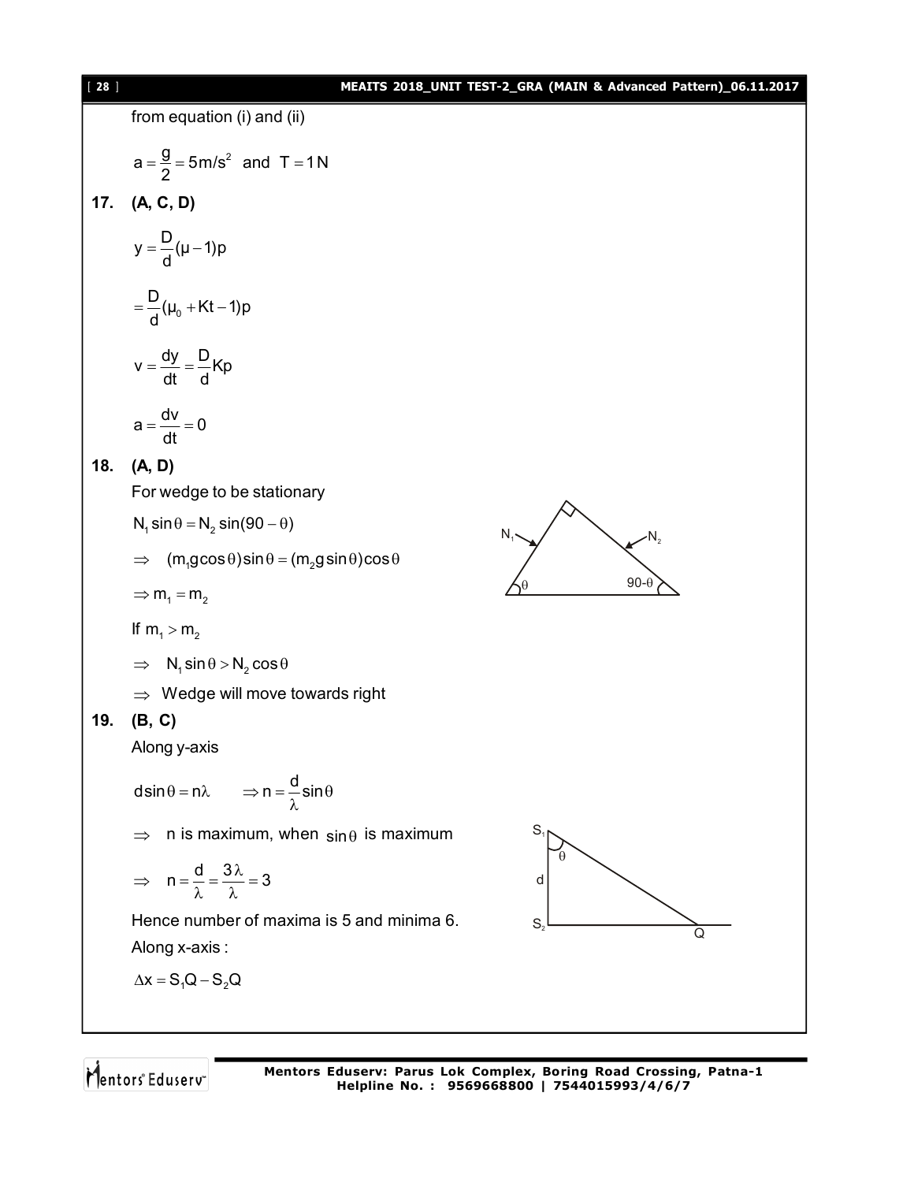from equation (i) and (ii)

$$a = \frac{g}{2} = 5 \text{m/s}^2 \text{ and } T = 1\text{N}$$

**17. (A, C, D)**

$$y = \frac{D}{d}(\mu - 1)p$$

$$= \frac{D}{d}(\mu_0 + Kt - 1)p$$

$$v = \frac{dy}{dt} = \frac{D}{d}Kp$$

$$a = \frac{dv}{dt} = 0$$

**18. (A, D)**

For wedge to be stationary

$$N_1 \sin\theta = N_2 \sin(90 - \theta)$$

$$\Rightarrow \quad (m_1 g\cos\theta)\sin\theta = (m_2 g\sin\theta)\cos\theta$$

$$\Rightarrow m_1 = m_2$$

If $m_1 > m_2$

$$\Rightarrow \quad N_1 \sin\theta > N_2 \cos\theta$$

$\Rightarrow$ Wedge will move towards right

**19. (B, C)**

Along y-axis

$$d\sin\theta = n\lambda \qquad \Rightarrow n = \frac{d}{\lambda}\sin\theta$$

$\Rightarrow$ n is maximum, when $\sin\theta$ is maximum

$$\Rightarrow \quad n = \frac{d}{\lambda} = \frac{3\lambda}{\lambda} = 3$$

Hence number of maxima is 5 and minima 6.

Along x-axis :

$$\Delta x = S_1Q - S_2Q$$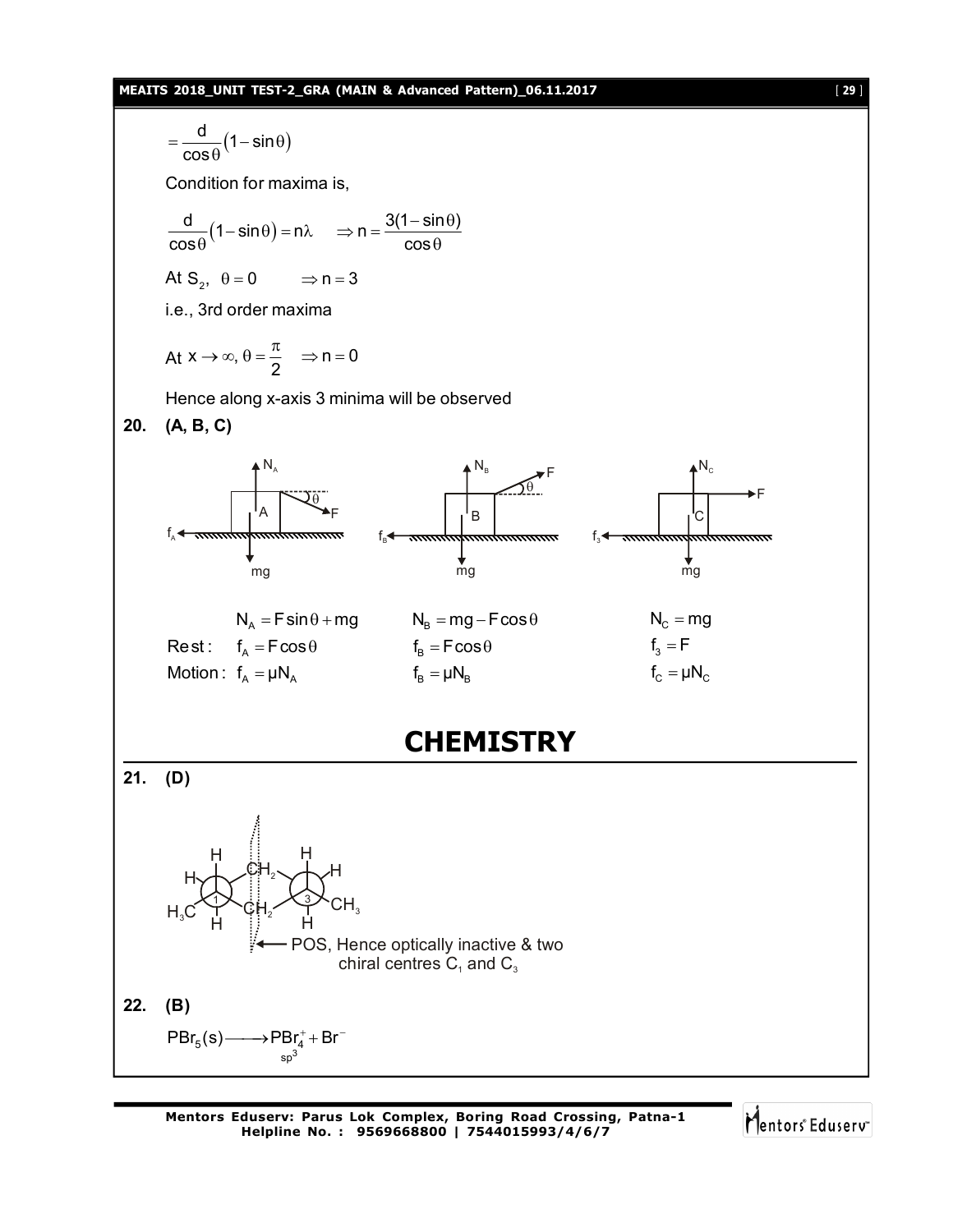$$= \frac{d}{\cos\theta}(1 - \sin\theta)$$

Condition for maxima is,

$$\frac{d}{\cos\theta}(1 - \sin\theta) = n\lambda \quad \Rightarrow n = \frac{3(1-\sin\theta)}{\cos\theta}$$

At $S_2$, $\theta = 0 \quad \Rightarrow n = 3$

i.e., 3rd order maxima

At $x \to \infty, \theta = \frac{\pi}{2} \quad \Rightarrow n = 0$

Hence along x-axis 3 minima will be observed

**20. (A, B, C)**

| | A | B | C |
|---|---|---|---|
| | $N_A = F\sin\theta + mg$ | $N_B = mg - F\cos\theta$ | $N_C = mg$ |
| Rest: | $f_A = F\cos\theta$ | $f_B = F\cos\theta$ | $f_3 = F$ |
| Motion: | $f_A = \mu N_A$ | $f_B = \mu N_B$ | $f_C = \mu N_C$ |

# CHEMISTRY

**21. (D)**

POS, Hence optically inactive & two chiral centres $C_1$ and $C_3$

**22. (B)**

$$PBr_5(s) \longrightarrow \underset{sp^3}{PBr_4^+} + Br^-$$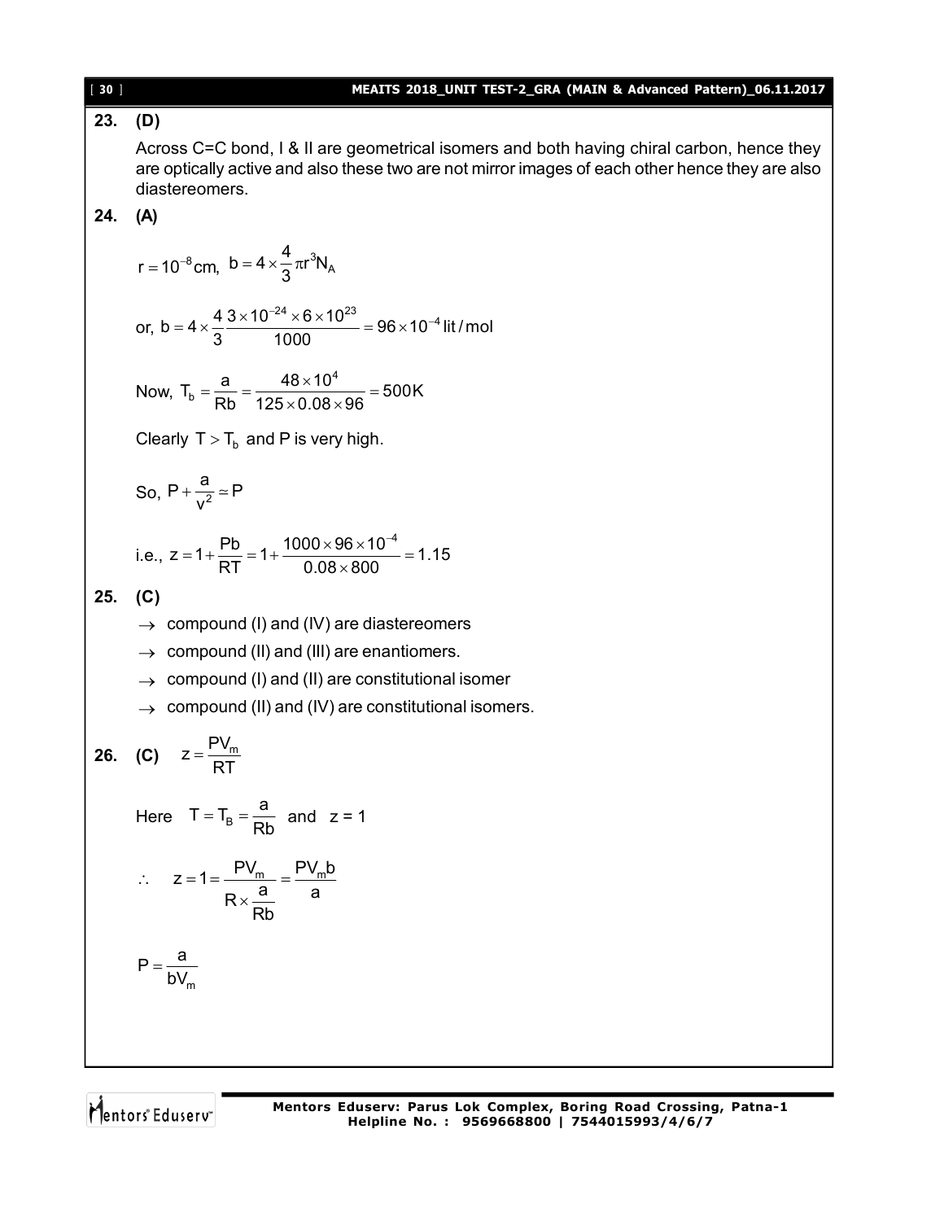**23. (D)**

Across C=C bond, I & II are geometrical isomers and both having chiral carbon, hence they are optically active and also these two are not mirror images of each other hence they are also diastereomers.

**24. (A)**

$$r = 10^{-8}\text{cm},\ b = 4 \times \frac{4}{3}\pi r^3 N_A$$

$$\text{or, } b = 4 \times \frac{4}{3}\frac{3 \times 10^{-24} \times 6 \times 10^{23}}{1000} = 96 \times 10^{-4}\ \text{lit/mol}$$

$$\text{Now, } T_b = \frac{a}{Rb} = \frac{48 \times 10^4}{125 \times 0.08 \times 96} = 500\text{K}$$

Clearly $T > T_b$ and P is very high.

$$\text{So, } P + \frac{a}{v^2} \simeq P$$

$$\text{i.e., } z = 1 + \frac{Pb}{RT} = 1 + \frac{1000 \times 96 \times 10^{-4}}{0.08 \times 800} = 1.15$$

**25. (C)**

- $\rightarrow$ compound (I) and (IV) are diastereomers
- $\rightarrow$ compound (II) and (III) are enantiomers.
- $\rightarrow$ compound (I) and (II) are constitutional isomer
- $\rightarrow$ compound (II) and (IV) are constitutional isomers.

**26. (C)** $z = \dfrac{PV_m}{RT}$

Here $T = T_B = \dfrac{a}{Rb}$ and z = 1

$$\therefore \quad z = 1 = \frac{PV_m}{R \times \frac{a}{Rb}} = \frac{PV_m b}{a}$$

$$P = \frac{a}{bV_m}$$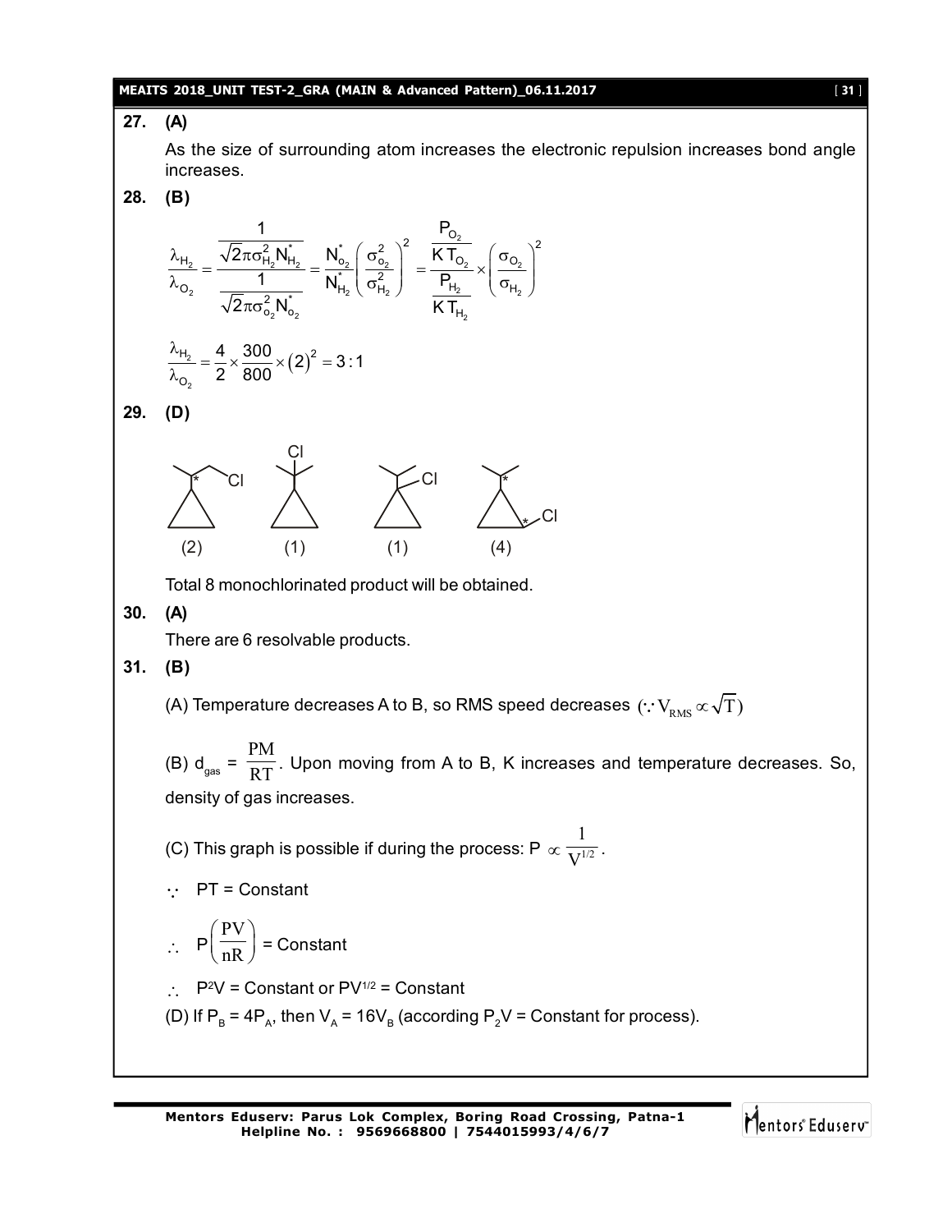**27. (A)**

As the size of surrounding atom increases the electronic repulsion increases bond angle increases.

**28. (B)**

$$\frac{\lambda_{H_2}}{\lambda_{O_2}} = \frac{\dfrac{1}{\sqrt{2}\pi\sigma_{H_2}^2 N_{H_2}^*}}{\dfrac{1}{\sqrt{2}\pi\sigma_{o_2}^2 N_{o_2}^*}} = \frac{N_{o_2}^*}{N_{H_2}^*}\left(\frac{\sigma_{o_2}^2}{\sigma_{H_2}^2}\right)^2 = \frac{\dfrac{P_{O_2}}{KT_{O_2}}}{\dfrac{P_{H_2}}{KT_{H_2}}} \times \left(\frac{\sigma_{O_2}}{\sigma_{H_2}}\right)^2$$

$$\frac{\lambda_{H_2}}{\lambda_{O_2}} = \frac{4}{2} \times \frac{300}{800} \times (2)^2 = 3:1$$

**29. (D)**

(2) (1) (1) (4)

Total 8 monochlorinated product will be obtained.

**30. (A)**

There are 6 resolvable products.

**31. (B)**

(A) Temperature decreases A to B, so RMS speed decreases $(\because V_{RMS} \propto \sqrt{T})$

(B) $d_{gas} = \frac{PM}{RT}$. Upon moving from A to B, K increases and temperature decreases. So, density of gas increases.

(C) This graph is possible if during the process: $P \propto \frac{1}{V^{1/2}}$.

$\because$ PT = Constant

$\therefore$ $P\left(\frac{PV}{nR}\right)$ = Constant

$\therefore$ $P^2V$ = Constant or $PV^{1/2}$ = Constant

(D) If $P_B = 4P_A$, then $V_A = 16V_B$ (according $P_2V$ = Constant for process).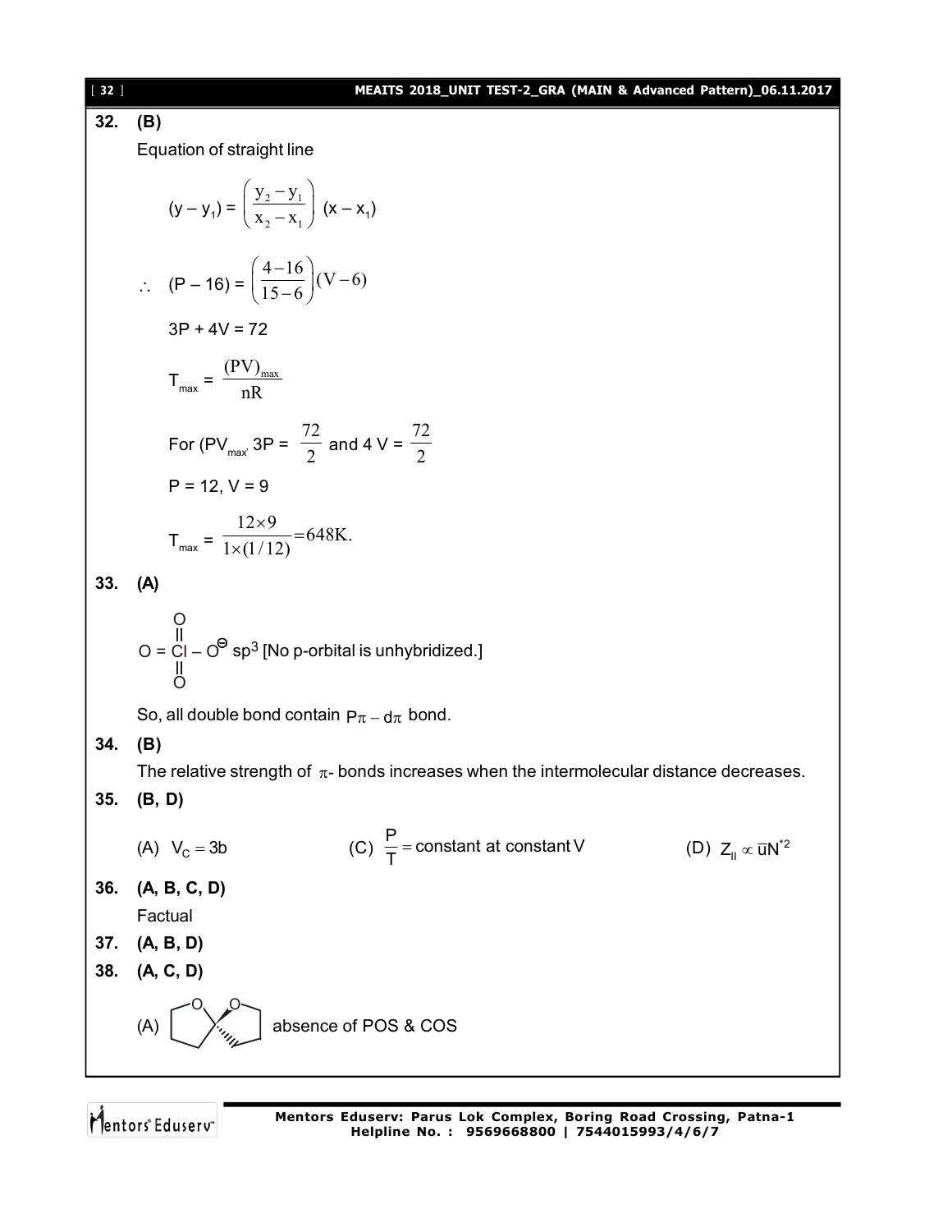**32. (B)**

Equation of straight line

$$(y - y_1) = \left(\frac{y_2 - y_1}{x_2 - x_1}\right)(x - x_1)$$

$$\therefore \quad (P - 16) = \left(\frac{4-16}{15-6}\right)(V-6)$$

$$3P + 4V = 72$$

$$T_{max} = \frac{(PV)_{max}}{nR}$$

For $(PV_{max},\ 3P = \frac{72}{2}$ and $4V = \frac{72}{2}$

$P = 12,\ V = 9$

$$T_{max} = \frac{12 \times 9}{1 \times (1/12)} = 648\text{K}.$$

**33. (A)**

$O = \overset{\overset{O}{||}}{\underset{\underset{O}{||}}{Cl}} - O^{\ominus}$ $sp^3$ [No p-orbital is unhybridized.]

So, all double bond contain $p\pi - d\pi$ bond.

**34. (B)**

The relative strength of $\pi$- bonds increases when the intermolecular distance decreases.

**35. (B, D)**

(A) $V_C = 3b$ (C) $\frac{P}{T} = \text{constant at constant V}$ (D) $Z_{II} \propto \bar{u}N^{*2}$

**36. (A, B, C, D)**

Factual

**37. (A, B, D)**

**38. (A, C, D)**

(A) [spiro compound structure] absence of POS & COS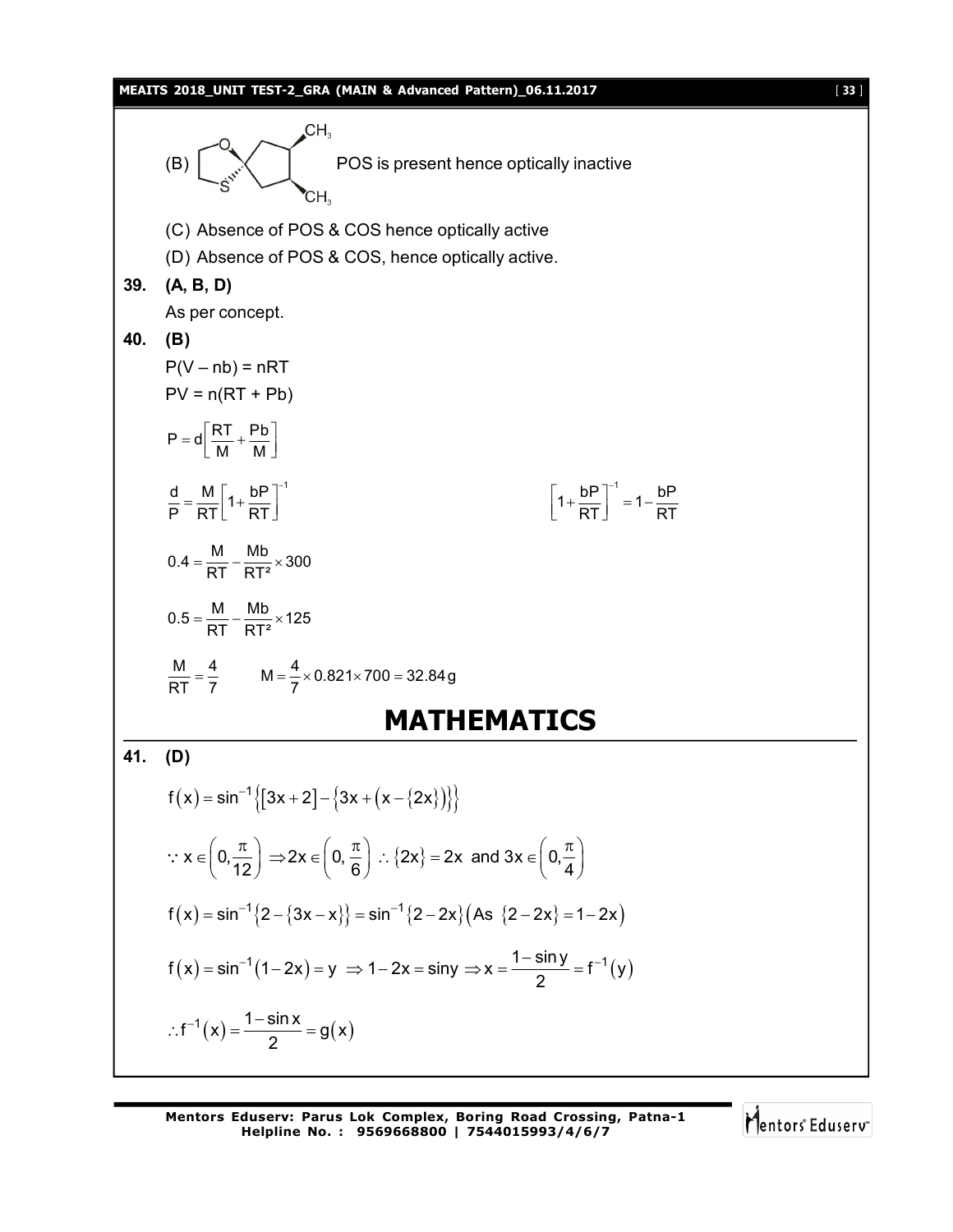(B) POS is present hence optically inactive

(C) Absence of POS & COS hence optically active

(D) Absence of POS & COS, hence optically active.

**39. (A, B, D)**

As per concept.

**40. (B)**

$$P(V - nb) = nRT$$

$$PV = n(RT + Pb)$$

$$P = d\left[\frac{RT}{M} + \frac{Pb}{M}\right]$$

$$\frac{d}{P} = \frac{M}{RT}\left[1 + \frac{bP}{RT}\right]^{-1} \qquad \left[1 + \frac{bP}{RT}\right]^{-1} = 1 - \frac{bP}{RT}$$

$$0.4 = \frac{M}{RT} - \frac{Mb}{RT^2} \times 300$$

$$0.5 = \frac{M}{RT} - \frac{Mb}{RT^2} \times 125$$

$$\frac{M}{RT} = \frac{4}{7} \qquad M = \frac{4}{7} \times 0.821 \times 700 = 32.84\,g$$

# MATHEMATICS

**41. (D)**

$$f(x) = \sin^{-1}\{[3x + 2] - \{3x + (x - \{2x\})\}\}$$

$$\because x \in \left(0, \frac{\pi}{12}\right) \Rightarrow 2x \in \left(0, \frac{\pi}{6}\right) \therefore \{2x\} = 2x \text{ and } 3x \in \left(0, \frac{\pi}{4}\right)$$

$$f(x) = \sin^{-1}\{2 - \{3x - x\}\} = \sin^{-1}\{2 - 2x\} \left(\text{As } \{2 - 2x\} = 1 - 2x\right)$$

$$f(x) = \sin^{-1}(1 - 2x) = y \Rightarrow 1 - 2x = \sin y \Rightarrow x = \frac{1 - \sin y}{2} = f^{-1}(y)$$

$$\therefore f^{-1}(x) = \frac{1 - \sin x}{2} = g(x)$$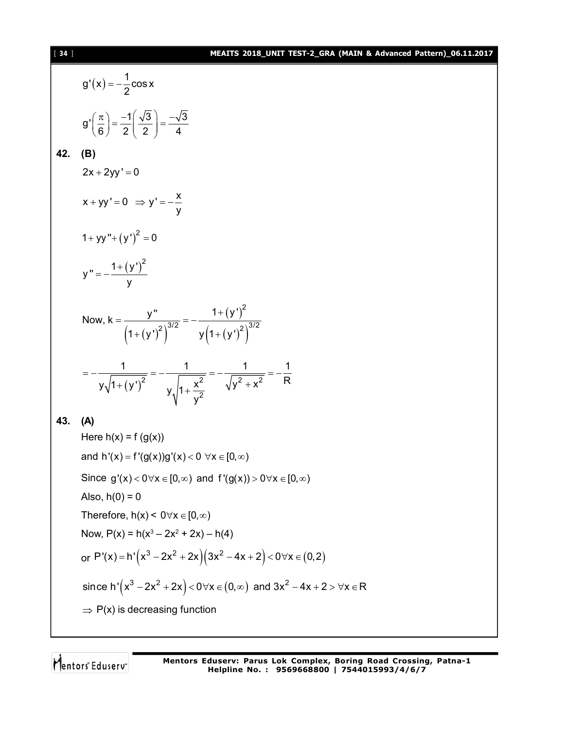$$g'(x) = -\frac{1}{2}\cos x$$

$$g'\left(\frac{\pi}{6}\right) = \frac{-1}{2}\left(\frac{\sqrt{3}}{2}\right) = \frac{-\sqrt{3}}{4}$$

**42. (B)**

$$2x + 2yy' = 0$$

$$x + yy' = 0 \;\Rightarrow y' = -\frac{x}{y}$$

$$1 + yy'' + (y')^2 = 0$$

$$y'' = -\frac{1+(y')^2}{y}$$

$$\text{Now, } k = \frac{y''}{\left(1+(y')^2\right)^{3/2}} = -\frac{1+(y')^2}{y\left(1+(y')^2\right)^{3/2}}$$

$$= -\frac{1}{y\sqrt{1+(y')^2}} = -\frac{1}{y\sqrt{1+\frac{x^2}{y^2}}} = -\frac{1}{\sqrt{y^2+x^2}} = -\frac{1}{R}$$

**43. (A)**

Here h(x) = f (g(x))

and $h'(x) = f'(g(x))g'(x) < 0 \;\forall x \in [0,\infty)$

Since $g'(x) < 0 \forall x \in [0,\infty)$ and $f'(g(x)) > 0 \forall x \in [0,\infty)$

Also, h(0) = 0

Therefore, $h(x) < 0 \forall x \in [0,\infty)$

Now, $P(x) = h(x^3 - 2x^2 + 2x) - h(4)$

or $P'(x) = h'\left(x^3 - 2x^2 + 2x\right)\left(3x^2 - 4x + 2\right) < 0 \forall x \in (0,2)$

since $h'\left(x^3 - 2x^2 + 2x\right) < 0 \forall x \in (0,\infty)$ and $3x^2 - 4x + 2 > \forall x \in R$

$\Rightarrow$ P(x) is decreasing function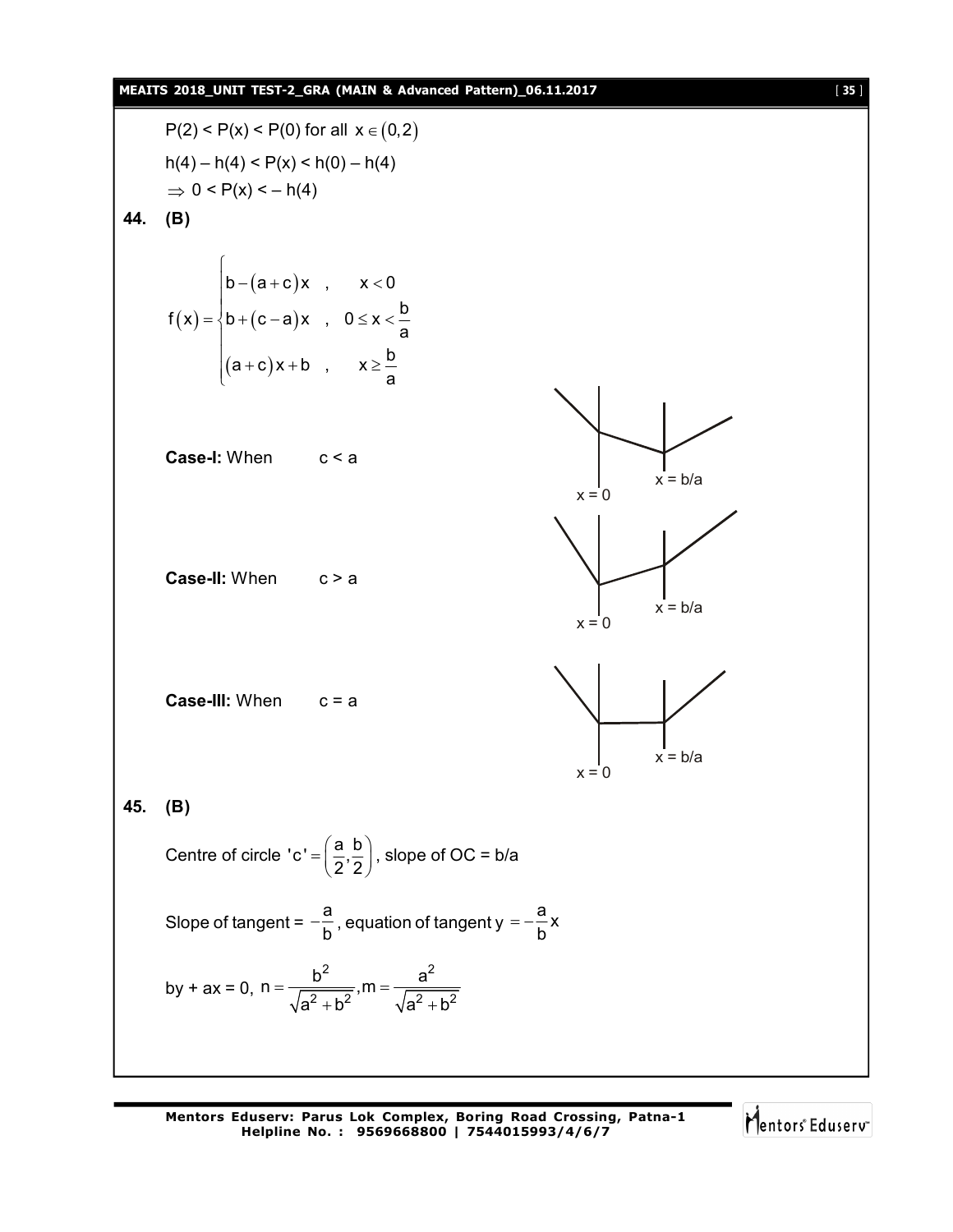$P(2) < P(x) < P(0)$ for all $x \in (0,2)$

$h(4) - h(4) < P(x) < h(0) - h(4)$

$\Rightarrow 0 < P(x) < -h(4)$

**44. (B)**

$$f(x) = \begin{cases} b-(a+c)x \quad , & x < 0 \\ b+(c-a)x \quad , & 0 \le x < \dfrac{b}{a} \\ (a+c)x+b \quad , & x \ge \dfrac{b}{a} \end{cases}$$

**Case-I:** When $c < a$

x = 0 &nbsp;&nbsp;&nbsp; x = b/a

**Case-II:** When $c > a$

x = 0 &nbsp;&nbsp;&nbsp; x = b/a

**Case-III:** When $c = a$

x = 0 &nbsp;&nbsp;&nbsp; x = b/a

**45. (B)**

Centre of circle $'c' = \left(\dfrac{a}{2}, \dfrac{b}{2}\right)$, slope of OC = b/a

Slope of tangent = $-\dfrac{a}{b}$, equation of tangent $y = -\dfrac{a}{b}x$

by + ax = 0, $n = \dfrac{b^2}{\sqrt{a^2+b^2}}, m = \dfrac{a^2}{\sqrt{a^2+b^2}}$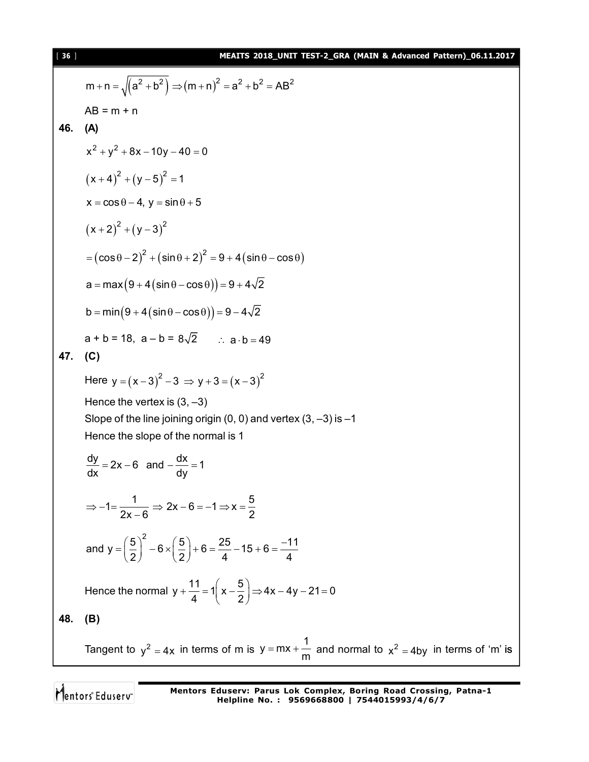$$m+n=\sqrt{\left(a^2+b^2\right)} \Rightarrow (m+n)^2 = a^2+b^2 = AB^2$$

AB = m + n

**46. (A)**

$$x^2+y^2+8x-10y-40=0$$

$$(x+4)^2+(y-5)^2=1$$

$$x=\cos\theta-4,\ y=\sin\theta+5$$

$$(x+2)^2+(y-3)^2$$

$$=(\cos\theta-2)^2+(\sin\theta+2)^2=9+4(\sin\theta-\cos\theta)$$

$$a=\max\left(9+4(\sin\theta-\cos\theta)\right)=9+4\sqrt{2}$$

$$b=\min\left(9+4(\sin\theta-\cos\theta)\right)=9-4\sqrt{2}$$

a + b = 18, a – b = $8\sqrt{2}$ $\quad \therefore\ a\cdot b=49$

**47. (C)**

Here $y=(x-3)^2-3 \Rightarrow y+3=(x-3)^2$

Hence the vertex is (3, –3)

Slope of the line joining origin (0, 0) and vertex (3, –3) is –1

Hence the slope of the normal is 1

$$\frac{dy}{dx}=2x-6 \text{ and } -\frac{dx}{dy}=1$$

$$\Rightarrow -1=\frac{1}{2x-6} \Rightarrow 2x-6=-1 \Rightarrow x=\frac{5}{2}$$

$$\text{and } y=\left(\frac{5}{2}\right)^2-6\times\left(\frac{5}{2}\right)+6=\frac{25}{4}-15+6=\frac{-11}{4}$$

Hence the normal $y+\frac{11}{4}=1\left(x-\frac{5}{2}\right) \Rightarrow 4x-4y-21=0$

**48. (B)**

Tangent to $y^2=4x$ in terms of m is $y=mx+\frac{1}{m}$ and normal to $x^2=4by$ in terms of 'm' is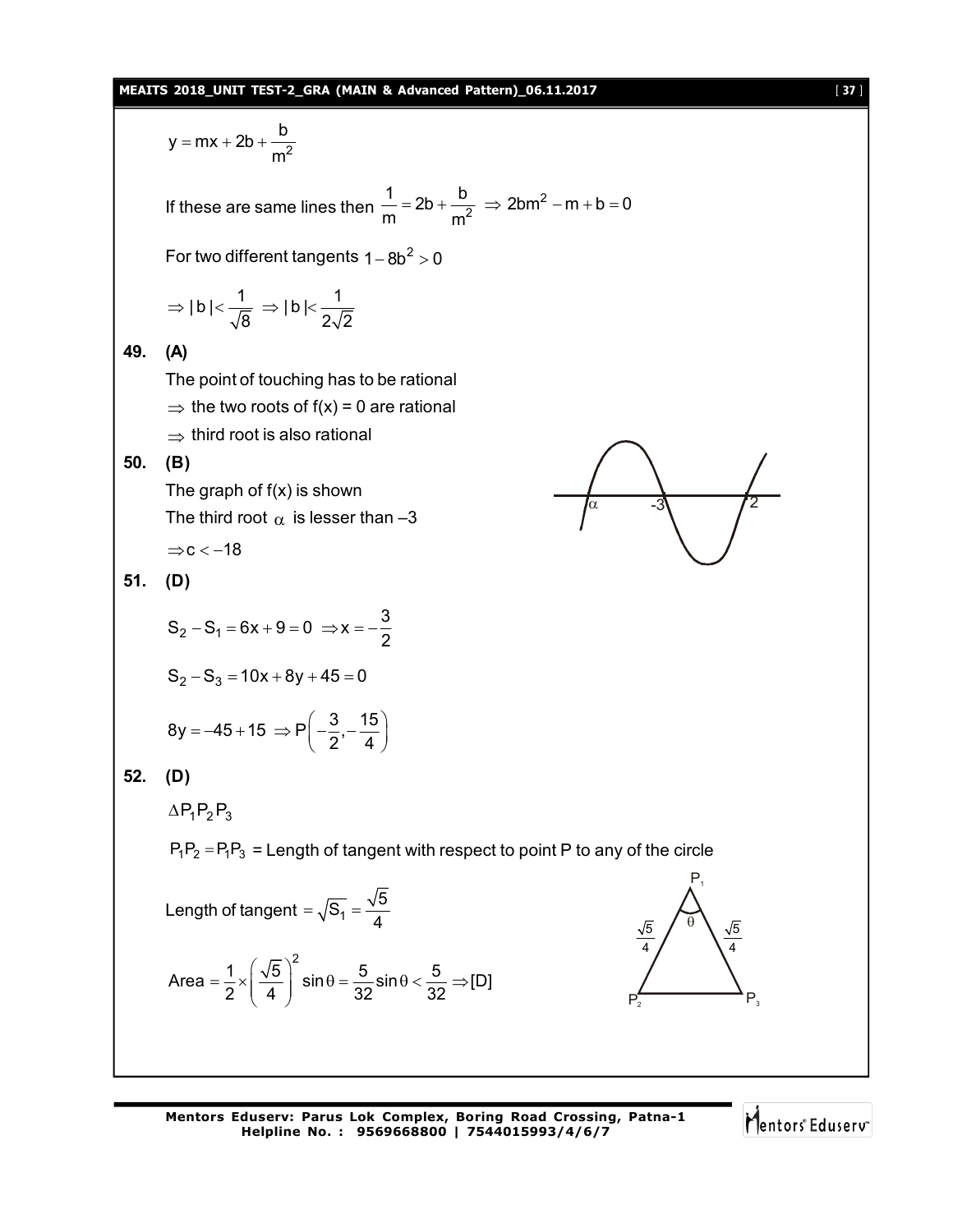$$y = mx + 2b + \frac{b}{m^2}$$

If these are same lines then $\frac{1}{m} = 2b + \frac{b}{m^2} \Rightarrow 2bm^2 - m + b = 0$

For two different tangents $1 - 8b^2 > 0$

$$\Rightarrow |b| < \frac{1}{\sqrt{8}} \Rightarrow |b| < \frac{1}{2\sqrt{2}}$$

**49. (A)**

The point of touching has to be rational

$\Rightarrow$ the two roots of f(x) = 0 are rational

$\Rightarrow$ third root is also rational

**50. (B)**

The graph of f(x) is shown

The third root $\alpha$ is lesser than –3

$\Rightarrow c < -18$

**51. (D)**

$$S_2 - S_1 = 6x + 9 = 0 \Rightarrow x = -\frac{3}{2}$$

$$S_2 - S_3 = 10x + 8y + 45 = 0$$

$$8y = -45 + 15 \Rightarrow P\left(-\frac{3}{2}, -\frac{15}{4}\right)$$

**52. (D)**

$\Delta P_1P_2P_3$

$P_1P_2 = P_1P_3$ = Length of tangent with respect to point P to any of the circle

Length of tangent $= \sqrt{S_1} = \frac{\sqrt{5}}{4}$

$$\text{Area} = \frac{1}{2} \times \left(\frac{\sqrt{5}}{4}\right)^2 \sin\theta = \frac{5}{32}\sin\theta < \frac{5}{32} \Rightarrow [D]$$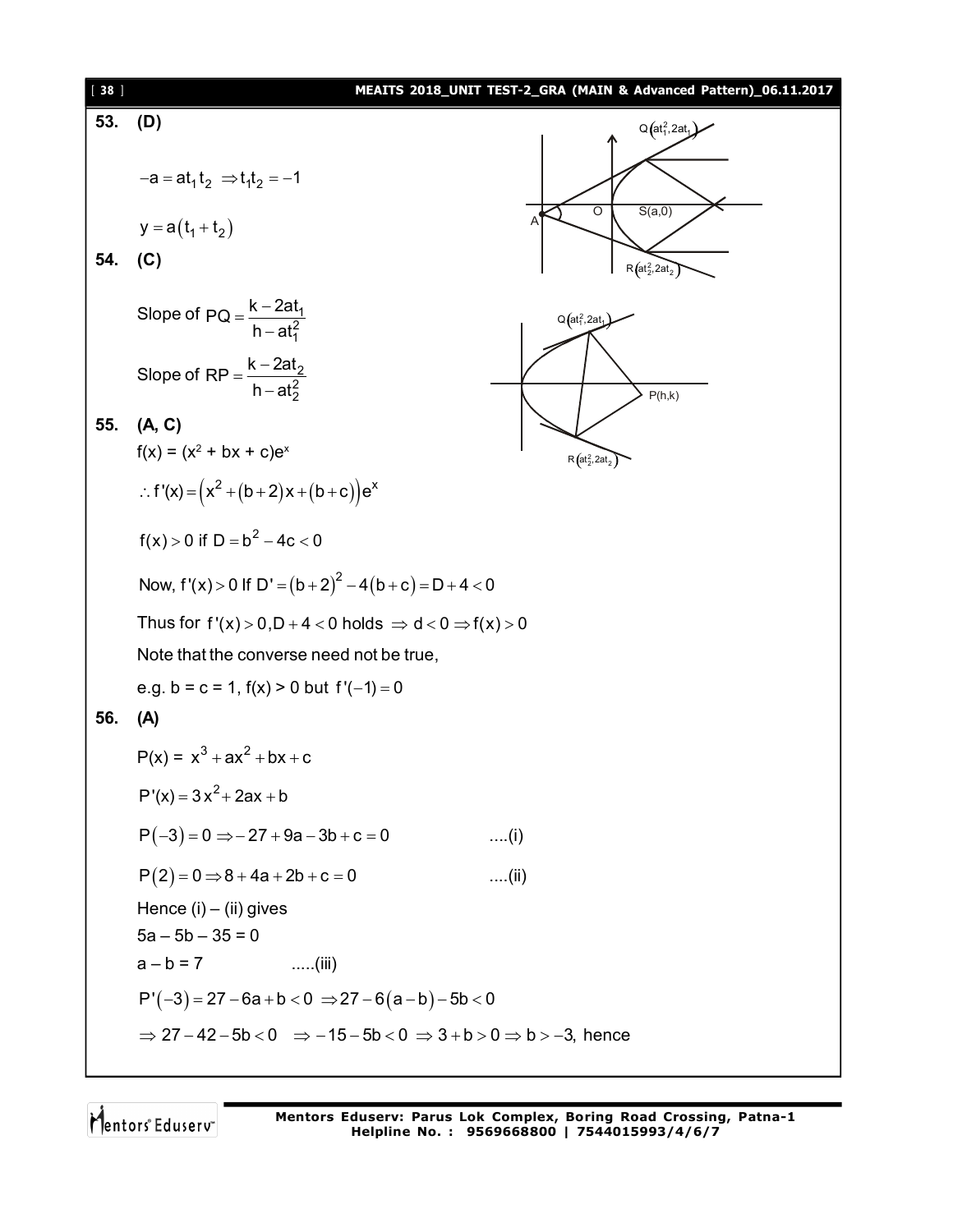**53. (D)**

$-a = at_1 t_2 \Rightarrow t_1 t_2 = -1$

$y = a(t_1 + t_2)$

**54. (C)**

Slope of $PQ = \dfrac{k - 2at_1}{h - at_1^2}$

Slope of $RP = \dfrac{k - 2at_2}{h - at_2^2}$

**55. (A, C)**

$f(x) = (x^2 + bx + c)e^x$

$\therefore f'(x) = \left(x^2 + (b+2)x + (b+c)\right)e^x$

$f(x) > 0$ if $D = b^2 - 4c < 0$

Now, $f'(x) > 0$ If $D' = (b+2)^2 - 4(b+c) = D + 4 < 0$

Thus for $f'(x) > 0, D + 4 < 0$ holds $\Rightarrow d < 0 \Rightarrow f(x) > 0$

Note that the converse need not be true,

e.g. b = c = 1, f(x) > 0 but $f'(-1) = 0$

**56. (A)**

$P(x) = x^3 + ax^2 + bx + c$

$P'(x) = 3x^2 + 2ax + b$

$P(-3) = 0 \Rightarrow -27 + 9a - 3b + c = 0$ ....(i)

$P(2) = 0 \Rightarrow 8 + 4a + 2b + c = 0$ ....(ii)

Hence (i) – (ii) gives

$5a - 5b - 35 = 0$

$a - b = 7$ .....(iii)

$P'(-3) = 27 - 6a + b < 0 \Rightarrow 27 - 6(a - b) - 5b < 0$

$\Rightarrow 27 - 42 - 5b < 0 \Rightarrow -15 - 5b < 0 \Rightarrow 3 + b > 0 \Rightarrow b > -3$, hence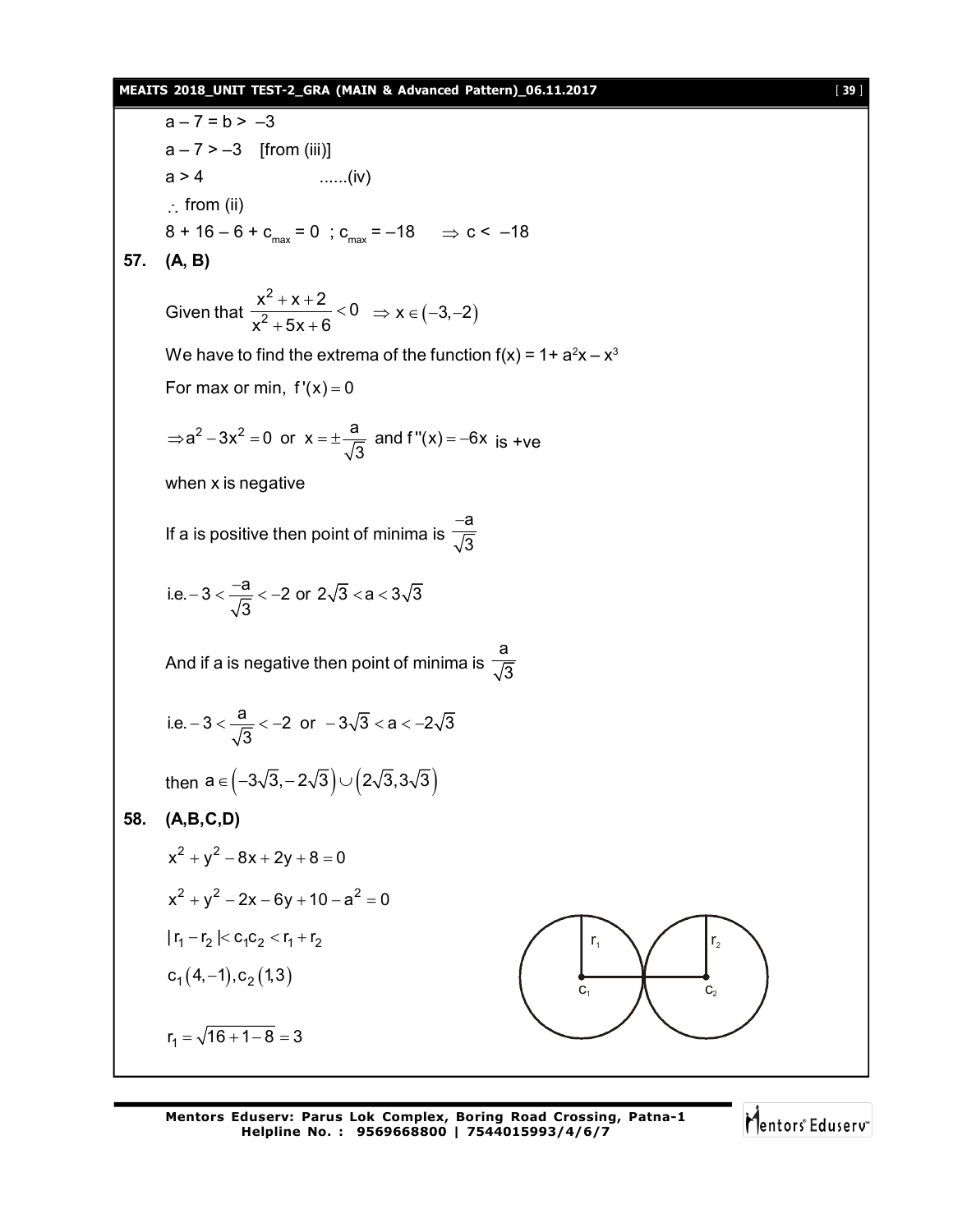$a - 7 = b > -3$

$a - 7 > -3$ [from (iii)]

$a > 4$ ......(iv)

$\therefore$ from (ii)

$8 + 16 - 6 + c_{max} = 0$ ; $c_{max} = -18$ $\Rightarrow c < -18$

**57. (A, B)**

Given that $\frac{x^2 + x + 2}{x^2 + 5x + 6} < 0 \Rightarrow x \in (-3, -2)$

We have to find the extrema of the function $f(x) = 1 + a^2x - x^3$

For max or min, $f'(x) = 0$

$\Rightarrow a^2 - 3x^2 = 0$ or $x = \pm\frac{a}{\sqrt{3}}$ and $f''(x) = -6x$ is +ve

when x is negative

If a is positive then point of minima is $\frac{-a}{\sqrt{3}}$

i.e. $-3 < \frac{-a}{\sqrt{3}} < -2$ or $2\sqrt{3} < a < 3\sqrt{3}$

And if a is negative then point of minima is $\frac{a}{\sqrt{3}}$

i.e. $-3 < \frac{a}{\sqrt{3}} < -2$ or $-3\sqrt{3} < a < -2\sqrt{3}$

then $a \in \left(-3\sqrt{3}, -2\sqrt{3}\right) \cup \left(2\sqrt{3}, 3\sqrt{3}\right)$

**58. (A,B,C,D)**

$x^2 + y^2 - 8x + 2y + 8 = 0$

$x^2 + y^2 - 2x - 6y + 10 - a^2 = 0$

$|r_1 - r_2| < c_1c_2 < r_1 + r_2$

$c_1(4, -1), c_2(1, 3)$

$r_1 = \sqrt{16 + 1 - 8} = 3$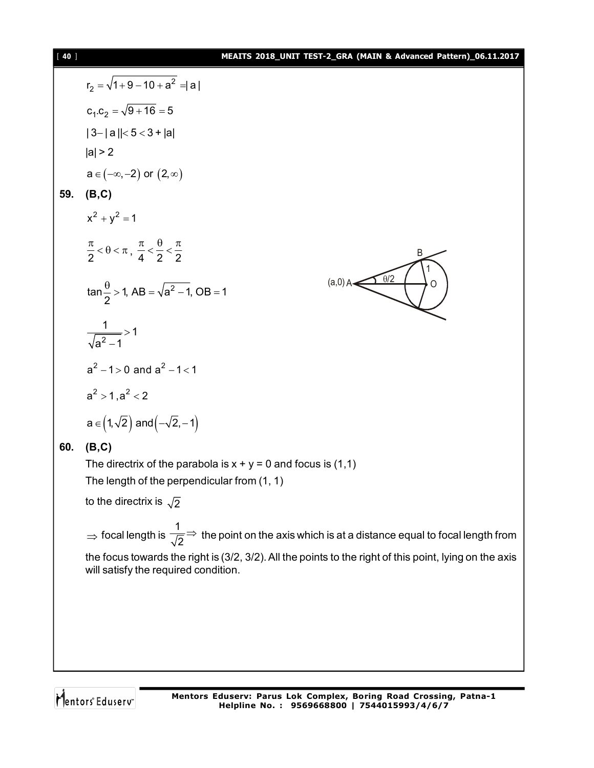$r_2 = \sqrt{1+9-10+a^2} = |a|$

$c_1.c_2 = \sqrt{9+16} = 5$

$|3-|a|| < 5 < 3 + |a|$

$|a| > 2$

$a \in (-\infty, -2)$ or $(2, \infty)$

**59. (B,C)**

$x^2 + y^2 = 1$

$\frac{\pi}{2} < \theta < \pi$, $\frac{\pi}{4} < \frac{\theta}{2} < \frac{\pi}{2}$

$\tan\frac{\theta}{2} > 1$, $AB = \sqrt{a^2 - 1}$, $OB = 1$

(a,0) A

B

1

$\theta/2$

O

$\frac{1}{\sqrt{a^2-1}} > 1$

$a^2 - 1 > 0$ and $a^2 - 1 < 1$

$a^2 > 1, a^2 < 2$

$a \in (1, \sqrt{2})$ and $(-\sqrt{2}, -1)$

**60. (B,C)**

The directrix of the parabola is x + y = 0 and focus is (1,1)

The length of the perpendicular from (1, 1)

to the directrix is $\sqrt{2}$

$\Rightarrow$ focal length is $\frac{1}{\sqrt{2}} \Rightarrow$ the point on the axis which is at a distance equal to focal length from the focus towards the right is (3/2, 3/2). All the points to the right of this point, lying on the axis will satisfy the required condition.